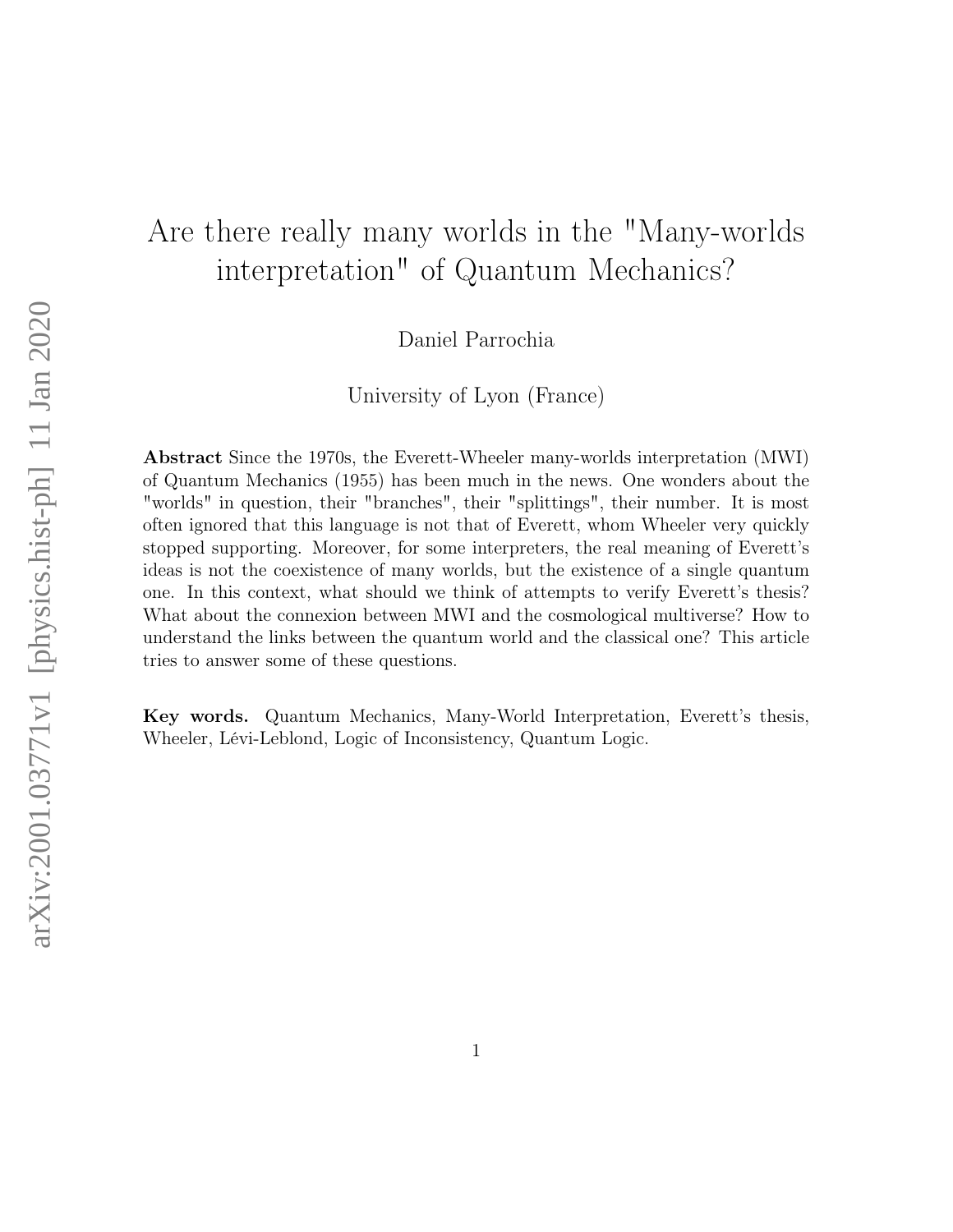# Are there really many worlds in the "Many-worlds interpretation" of Quantum Mechanics?

Daniel Parrochia

University of Lyon (France)

**Abstract** Since the 1970s, the Everett-Wheeler many-worlds interpretation (MWI) of Quantum Mechanics (1955) has been much in the news. One wonders about the "worlds" in question, their "branches", their "splittings", their number. It is most often ignored that this language is not that of Everett, whom Wheeler very quickly stopped supporting. Moreover, for some interpreters, the real meaning of Everett's ideas is not the coexistence of many worlds, but the existence of a single quantum one. In this context, what should we think of attempts to verify Everett's thesis? What about the connexion between MWI and the cosmological multiverse? How to understand the links between the quantum world and the classical one? This article tries to answer some of these questions.

**Key words.** Quantum Mechanics, Many-World Interpretation, Everett's thesis, Wheeler, Lévi-Leblond, Logic of Inconsistency, Quantum Logic.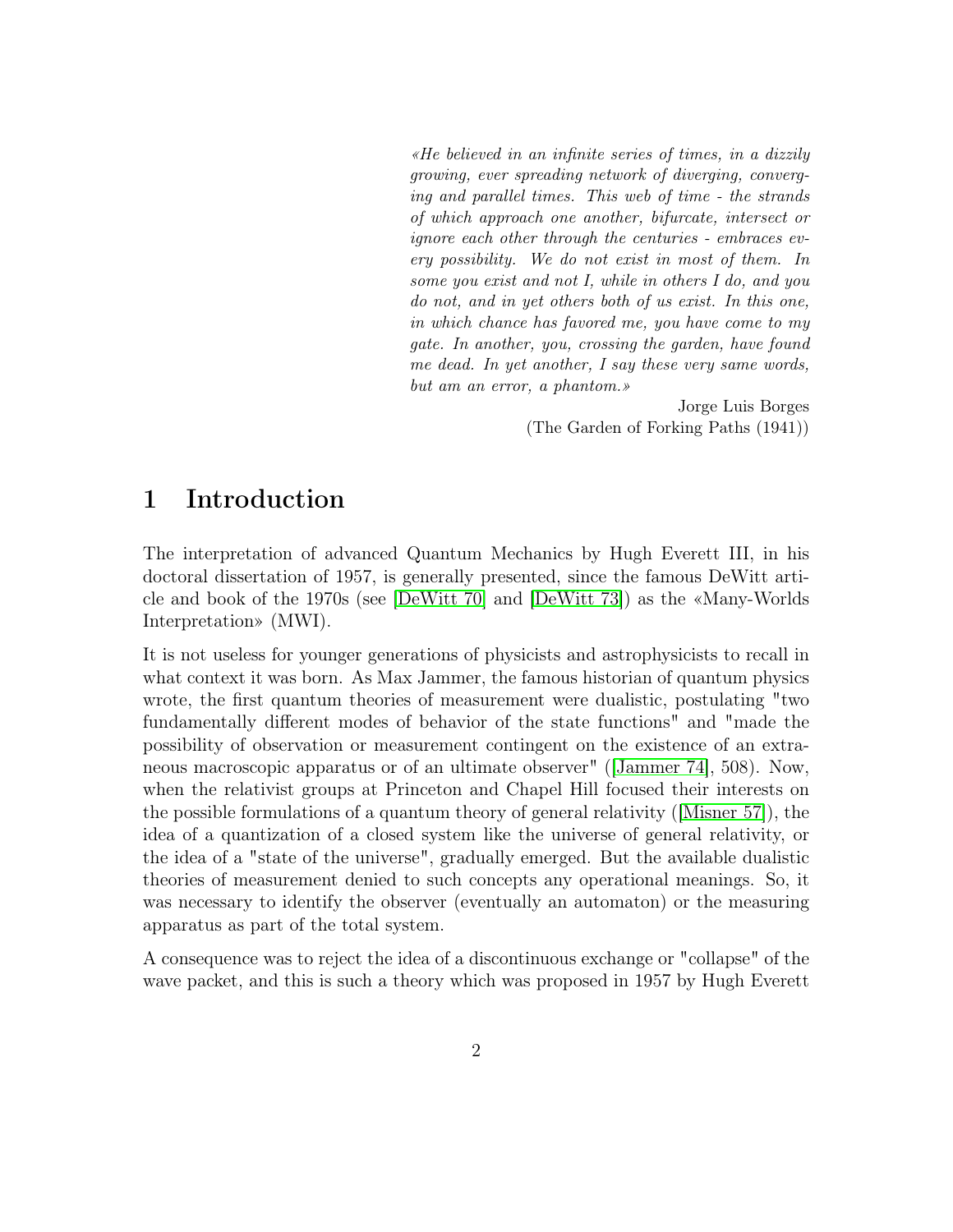> *«He believed in an infinite series of times, in a dizzily growing, ever spreading network of diverging, converging and parallel times. This web of time - the strands of which approach one another, bifurcate, intersect or ignore each other through the centuries - embraces every possibility. We do not exist in most of them. In some you exist and not I, while in others I do, and you do not, and in yet others both of us exist. In this one, in which chance has favored me, you have come to my gate. In another, you, crossing the garden, have found me dead. In yet another, I say these very same words, but am an error, a phantom.»*
>
> Jorge Luis Borges
> (The Garden of Forking Paths (1941))

# 1 Introduction

The interpretation of advanced Quantum Mechanics by Hugh Everett III, in his doctoral dissertation of 1957, is generally presented, since the famous DeWitt article and book of the 1970s (see [DeWitt 70] and [DeWitt 73]) as the «Many-Worlds Interpretation» (MWI).

It is not useless for younger generations of physicists and astrophysicists to recall in what context it was born. As Max Jammer, the famous historian of quantum physics wrote, the first quantum theories of measurement were dualistic, postulating "two fundamentally different modes of behavior of the state functions" and "made the possibility of observation or measurement contingent on the existence of an extraneous macroscopic apparatus or of an ultimate observer" ([Jammer 74], 508). Now, when the relativist groups at Princeton and Chapel Hill focused their interests on the possible formulations of a quantum theory of general relativity ([Misner 57]), the idea of a quantization of a closed system like the universe of general relativity, or the idea of a "state of the universe", gradually emerged. But the available dualistic theories of measurement denied to such concepts any operational meanings. So, it was necessary to identify the observer (eventually an automaton) or the measuring apparatus as part of the total system.

A consequence was to reject the idea of a discontinuous exchange or "collapse" of the wave packet, and this is such a theory which was proposed in 1957 by Hugh Everett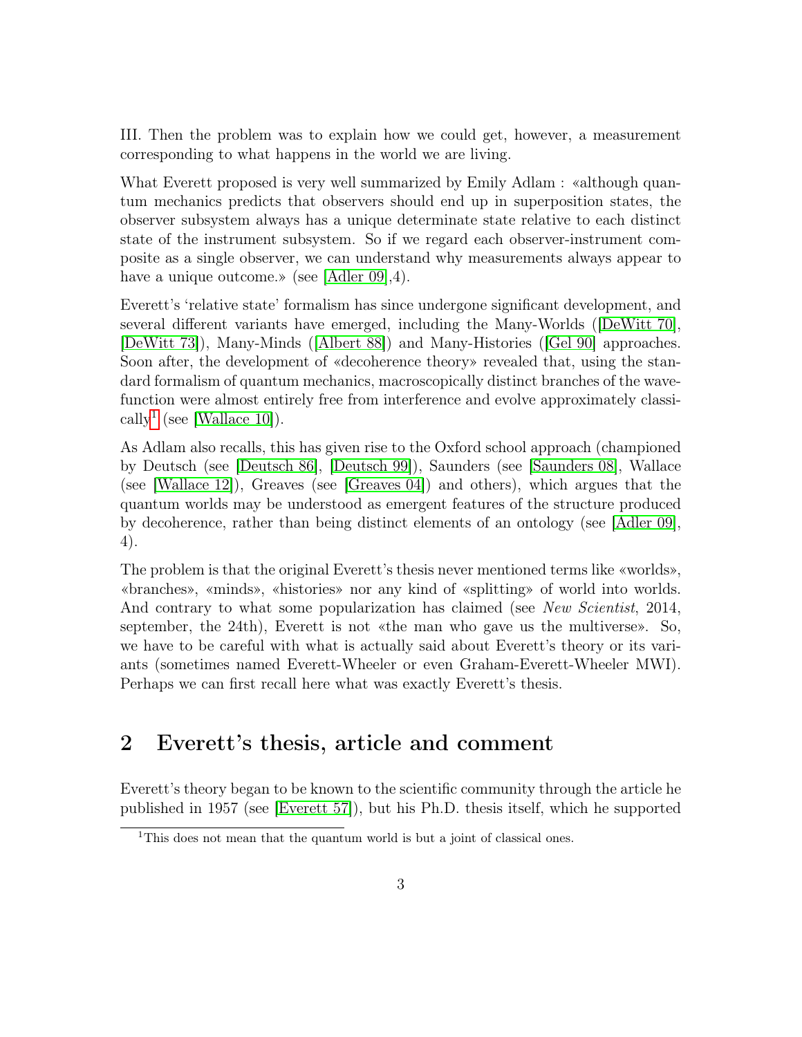III. Then the problem was to explain how we could get, however, a measurement corresponding to what happens in the world we are living.

What Everett proposed is very well summarized by Emily Adlam : «although quantum mechanics predicts that observers should end up in superposition states, the observer subsystem always has a unique determinate state relative to each distinct state of the instrument subsystem. So if we regard each observer-instrument composite as a single observer, we can understand why measurements always appear to have a unique outcome.» (see [Adler 09],4).

Everett's 'relative state' formalism has since undergone significant development, and several different variants have emerged, including the Many-Worlds ([DeWitt 70], [DeWitt 73]), Many-Minds ([Albert 88]) and Many-Histories ([Gel 90] approaches. Soon after, the development of «decoherence theory» revealed that, using the standard formalism of quantum mechanics, macroscopically distinct branches of the wavefunction were almost entirely free from interference and evolve approximately classically[1] (see [Wallace 10]).

As Adlam also recalls, this has given rise to the Oxford school approach (championed by Deutsch (see [Deutsch 86], [Deutsch 99]), Saunders (see [Saunders 08], Wallace (see [Wallace 12]), Greaves (see [Greaves 04]) and others), which argues that the quantum worlds may be understood as emergent features of the structure produced by decoherence, rather than being distinct elements of an ontology (see [Adler 09], 4).

The problem is that the original Everett's thesis never mentioned terms like «worlds», «branches», «minds», «histories» nor any kind of «splitting» of world into worlds. And contrary to what some popularization has claimed (see *New Scientist*, 2014, september, the 24th), Everett is not «the man who gave us the multiverse». So, we have to be careful with what is actually said about Everett's theory or its variants (sometimes named Everett-Wheeler or even Graham-Everett-Wheeler MWI). Perhaps we can first recall here what was exactly Everett's thesis.

## 2 Everett's thesis, article and comment

Everett's theory began to be known to the scientific community through the article he published in 1957 (see [Everett 57]), but his Ph.D. thesis itself, which he supported

[1] This does not mean that the quantum world is but a joint of classical ones.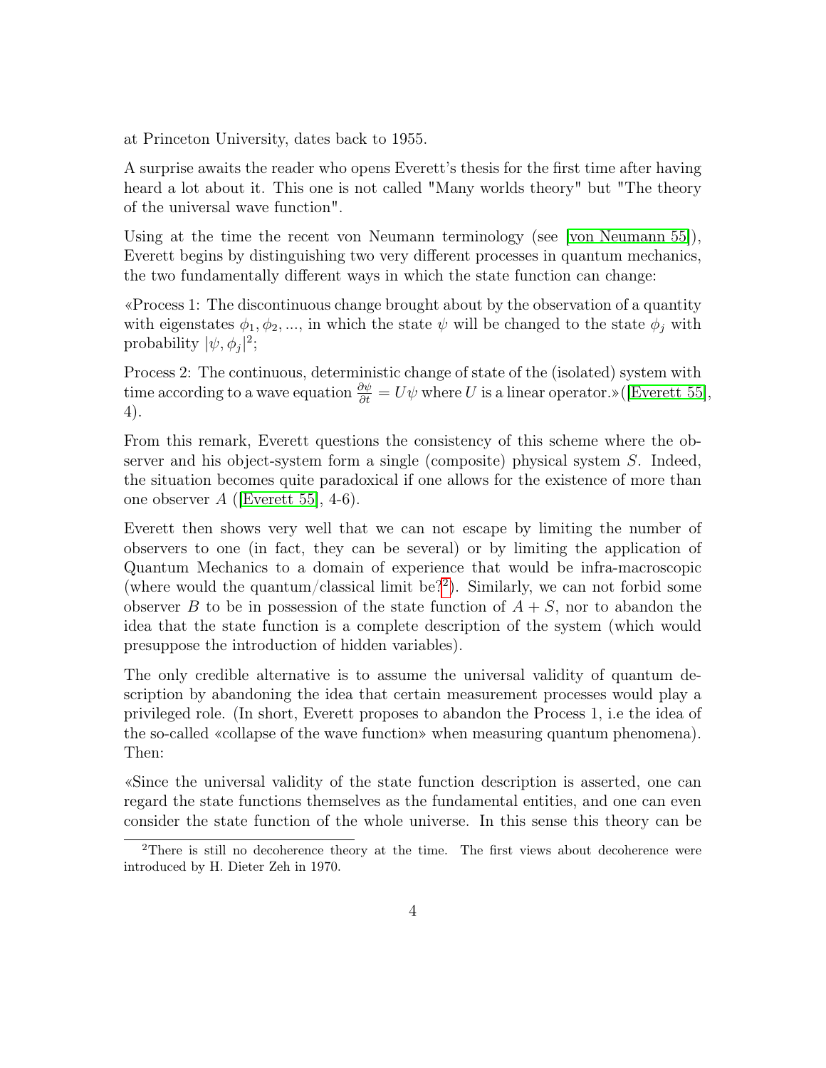at Princeton University, dates back to 1955.

A surprise awaits the reader who opens Everett's thesis for the first time after having heard a lot about it. This one is not called "Many worlds theory" but "The theory of the universal wave function".

Using at the time the recent von Neumann terminology (see [von Neumann 55]), Everett begins by distinguishing two very different processes in quantum mechanics, the two fundamentally different ways in which the state function can change:

«Process 1: The discontinuous change brought about by the observation of a quantity with eigenstates $\phi_1, \phi_2, ...$, in which the state $\psi$ will be changed to the state $\phi_j$ with probability $|\psi, \phi_j|^2$;

Process 2: The continuous, deterministic change of state of the (isolated) system with time according to a wave equation $\frac{\partial \psi}{\partial t} = U\psi$ where $U$ is a linear operator.»([Everett 55], 4).

From this remark, Everett questions the consistency of this scheme where the observer and his object-system form a single (composite) physical system $S$. Indeed, the situation becomes quite paradoxical if one allows for the existence of more than one observer $A$ ([Everett 55], 4-6).

Everett then shows very well that we can not escape by limiting the number of observers to one (in fact, they can be several) or by limiting the application of Quantum Mechanics to a domain of experience that would be infra-macroscopic (where would the quantum/classical limit be?[2]). Similarly, we can not forbid some observer $B$ to be in possession of the state function of $A + S$, nor to abandon the idea that the state function is a complete description of the system (which would presuppose the introduction of hidden variables).

The only credible alternative is to assume the universal validity of quantum description by abandoning the idea that certain measurement processes would play a privileged role. (In short, Everett proposes to abandon the Process 1, i.e the idea of the so-called «collapse of the wave function» when measuring quantum phenomena). Then:

«Since the universal validity of the state function description is asserted, one can regard the state functions themselves as the fundamental entities, and one can even consider the state function of the whole universe. In this sense this theory can be

[2] There is still no decoherence theory at the time. The first views about decoherence were introduced by H. Dieter Zeh in 1970.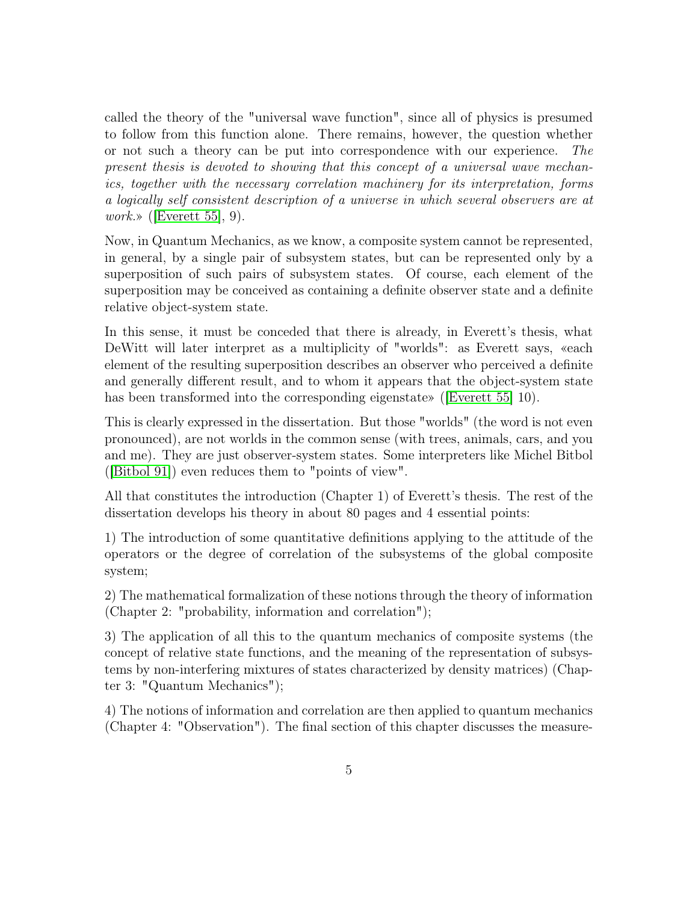called the theory of the "universal wave function", since all of physics is presumed to follow from this function alone. There remains, however, the question whether or not such a theory can be put into correspondence with our experience. *The present thesis is devoted to showing that this concept of a universal wave mechanics, together with the necessary correlation machinery for its interpretation, forms a logically self consistent description of a universe in which several observers are at work.*» ([Everett 55], 9).

Now, in Quantum Mechanics, as we know, a composite system cannot be represented, in general, by a single pair of subsystem states, but can be represented only by a superposition of such pairs of subsystem states. Of course, each element of the superposition may be conceived as containing a definite observer state and a definite relative object-system state.

In this sense, it must be conceded that there is already, in Everett's thesis, what DeWitt will later interpret as a multiplicity of "worlds": as Everett says, «each element of the resulting superposition describes an observer who perceived a definite and generally different result, and to whom it appears that the object-system state has been transformed into the corresponding eigenstate» ([Everett 55] 10).

This is clearly expressed in the dissertation. But those "worlds" (the word is not even pronounced), are not worlds in the common sense (with trees, animals, cars, and you and me). They are just observer-system states. Some interpreters like Michel Bitbol ([Bitbol 91]) even reduces them to "points of view".

All that constitutes the introduction (Chapter 1) of Everett's thesis. The rest of the dissertation develops his theory in about 80 pages and 4 essential points:

1) The introduction of some quantitative definitions applying to the attitude of the operators or the degree of correlation of the subsystems of the global composite system;

2) The mathematical formalization of these notions through the theory of information (Chapter 2: "probability, information and correlation");

3) The application of all this to the quantum mechanics of composite systems (the concept of relative state functions, and the meaning of the representation of subsystems by non-interfering mixtures of states characterized by density matrices) (Chapter 3: "Quantum Mechanics");

4) The notions of information and correlation are then applied to quantum mechanics (Chapter 4: "Observation"). The final section of this chapter discusses the measure-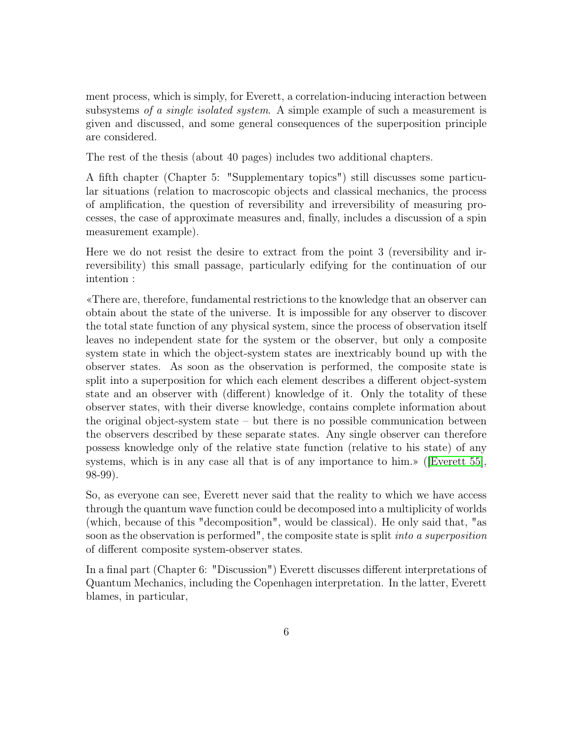ment process, which is simply, for Everett, a correlation-inducing interaction between subsystems *of a single isolated system*. A simple example of such a measurement is given and discussed, and some general consequences of the superposition principle are considered.

The rest of the thesis (about 40 pages) includes two additional chapters.

A fifth chapter (Chapter 5: "Supplementary topics") still discusses some particular situations (relation to macroscopic objects and classical mechanics, the process of amplification, the question of reversibility and irreversibility of measuring processes, the case of approximate measures and, finally, includes a discussion of a spin measurement example).

Here we do not resist the desire to extract from the point 3 (reversibility and irreversibility) this small passage, particularly edifying for the continuation of our intention :

«There are, therefore, fundamental restrictions to the knowledge that an observer can obtain about the state of the universe. It is impossible for any observer to discover the total state function of any physical system, since the process of observation itself leaves no independent state for the system or the observer, but only a composite system state in which the object-system states are inextricably bound up with the observer states. As soon as the observation is performed, the composite state is split into a superposition for which each element describes a different object-system state and an observer with (different) knowledge of it. Only the totality of these observer states, with their diverse knowledge, contains complete information about the original object-system state – but there is no possible communication between the observers described by these separate states. Any single observer can therefore possess knowledge only of the relative state function (relative to his state) of any systems, which is in any case all that is of any importance to him.» ([Everett 55], 98-99).

So, as everyone can see, Everett never said that the reality to which we have access through the quantum wave function could be decomposed into a multiplicity of worlds (which, because of this "decomposition", would be classical). He only said that, "as soon as the observation is performed", the composite state is split *into a superposition* of different composite system-observer states.

In a final part (Chapter 6: "Discussion") Everett discusses different interpretations of Quantum Mechanics, including the Copenhagen interpretation. In the latter, Everett blames, in particular,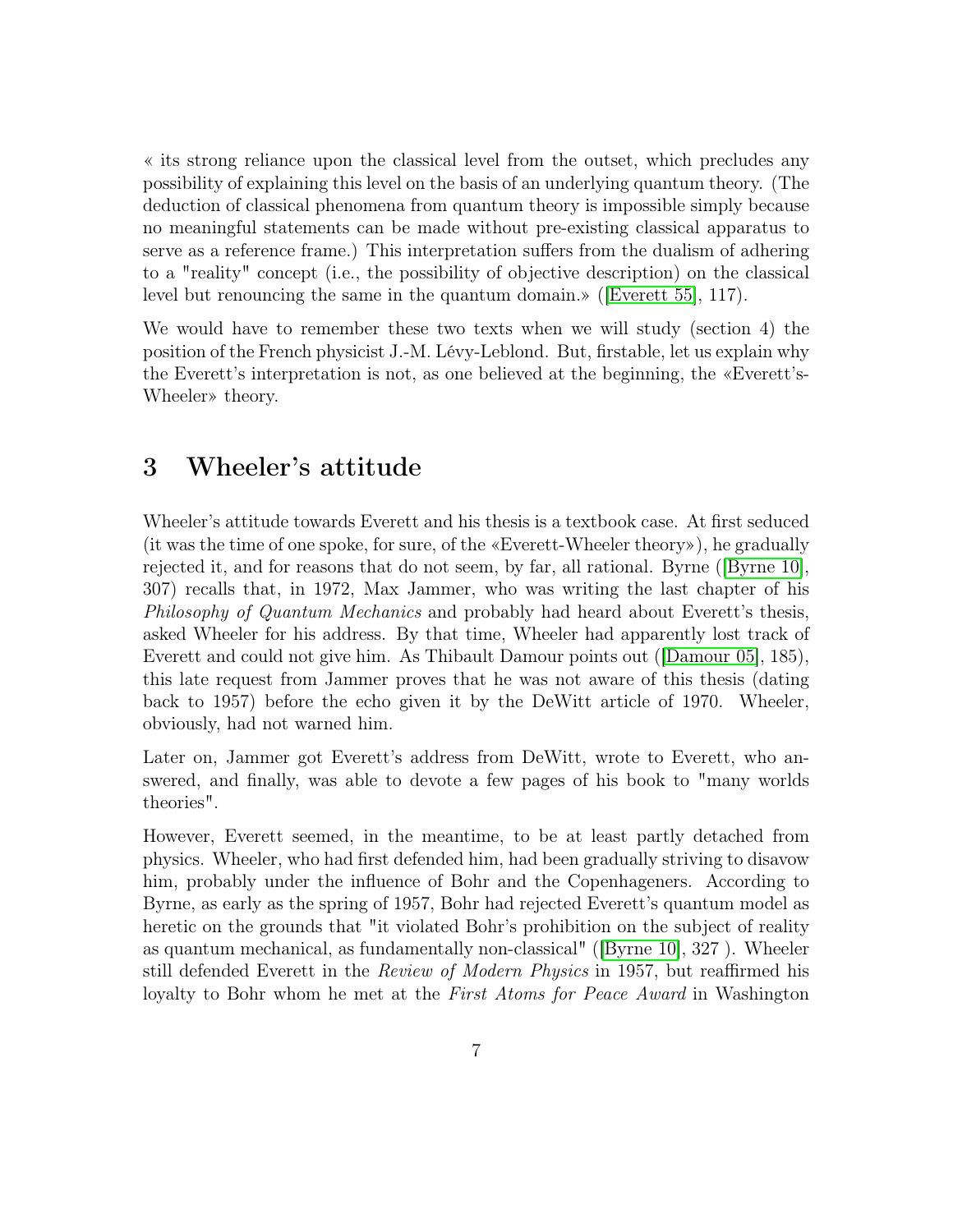« its strong reliance upon the classical level from the outset, which precludes any possibility of explaining this level on the basis of an underlying quantum theory. (The deduction of classical phenomena from quantum theory is impossible simply because no meaningful statements can be made without pre-existing classical apparatus to serve as a reference frame.) This interpretation suffers from the dualism of adhering to a "reality" concept (i.e., the possibility of objective description) on the classical level but renouncing the same in the quantum domain.» ([Everett 55], 117).

We would have to remember these two texts when we will study (section 4) the position of the French physicist J.-M. Lévy-Leblond. But, firstable, let us explain why the Everett's interpretation is not, as one believed at the beginning, the «Everett's-Wheeler» theory.

## 3 Wheeler's attitude

Wheeler's attitude towards Everett and his thesis is a textbook case. At first seduced (it was the time of one spoke, for sure, of the «Everett-Wheeler theory»), he gradually rejected it, and for reasons that do not seem, by far, all rational. Byrne ([Byrne 10], 307) recalls that, in 1972, Max Jammer, who was writing the last chapter of his *Philosophy of Quantum Mechanics* and probably had heard about Everett's thesis, asked Wheeler for his address. By that time, Wheeler had apparently lost track of Everett and could not give him. As Thibault Damour points out ([Damour 05], 185), this late request from Jammer proves that he was not aware of this thesis (dating back to 1957) before the echo given it by the DeWitt article of 1970. Wheeler, obviously, had not warned him.

Later on, Jammer got Everett's address from DeWitt, wrote to Everett, who answered, and finally, was able to devote a few pages of his book to "many worlds theories".

However, Everett seemed, in the meantime, to be at least partly detached from physics. Wheeler, who had first defended him, had been gradually striving to disavow him, probably under the influence of Bohr and the Copenhageners. According to Byrne, as early as the spring of 1957, Bohr had rejected Everett's quantum model as heretic on the grounds that "it violated Bohr's prohibition on the subject of reality as quantum mechanical, as fundamentally non-classical" ([Byrne 10], 327 ). Wheeler still defended Everett in the *Review of Modern Physics* in 1957, but reaffirmed his loyalty to Bohr whom he met at the *First Atoms for Peace Award* in Washington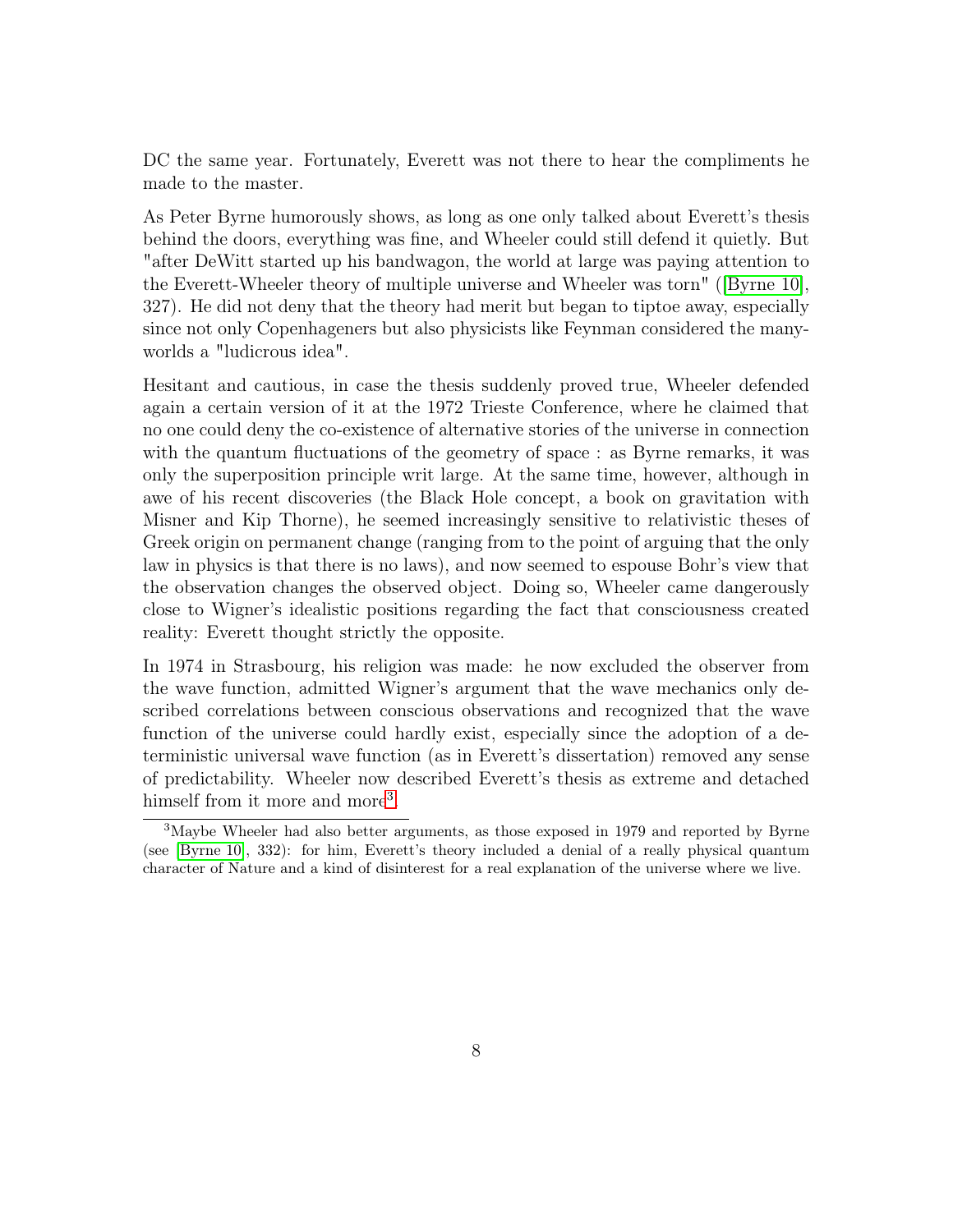DC the same year. Fortunately, Everett was not there to hear the compliments he made to the master.

As Peter Byrne humorously shows, as long as one only talked about Everett's thesis behind the doors, everything was fine, and Wheeler could still defend it quietly. But "after DeWitt started up his bandwagon, the world at large was paying attention to the Everett-Wheeler theory of multiple universe and Wheeler was torn" ([Byrne 10], 327). He did not deny that the theory had merit but began to tiptoe away, especially since not only Copenhageners but also physicists like Feynman considered the many-worlds a "ludicrous idea".

Hesitant and cautious, in case the thesis suddenly proved true, Wheeler defended again a certain version of it at the 1972 Trieste Conference, where he claimed that no one could deny the co-existence of alternative stories of the universe in connection with the quantum fluctuations of the geometry of space : as Byrne remarks, it was only the superposition principle writ large. At the same time, however, although in awe of his recent discoveries (the Black Hole concept, a book on gravitation with Misner and Kip Thorne), he seemed increasingly sensitive to relativistic theses of Greek origin on permanent change (ranging from to the point of arguing that the only law in physics is that there is no laws), and now seemed to espouse Bohr's view that the observation changes the observed object. Doing so, Wheeler came dangerously close to Wigner's idealistic positions regarding the fact that consciousness created reality: Everett thought strictly the opposite.

In 1974 in Strasbourg, his religion was made: he now excluded the observer from the wave function, admitted Wigner's argument that the wave mechanics only described correlations between conscious observations and recognized that the wave function of the universe could hardly exist, especially since the adoption of a deterministic universal wave function (as in Everett's dissertation) removed any sense of predictability. Wheeler now described Everett's thesis as extreme and detached himself from it more and more[3].

[3] Maybe Wheeler had also better arguments, as those exposed in 1979 and reported by Byrne (see [Byrne 10], 332): for him, Everett's theory included a denial of a really physical quantum character of Nature and a kind of disinterest for a real explanation of the universe where we live.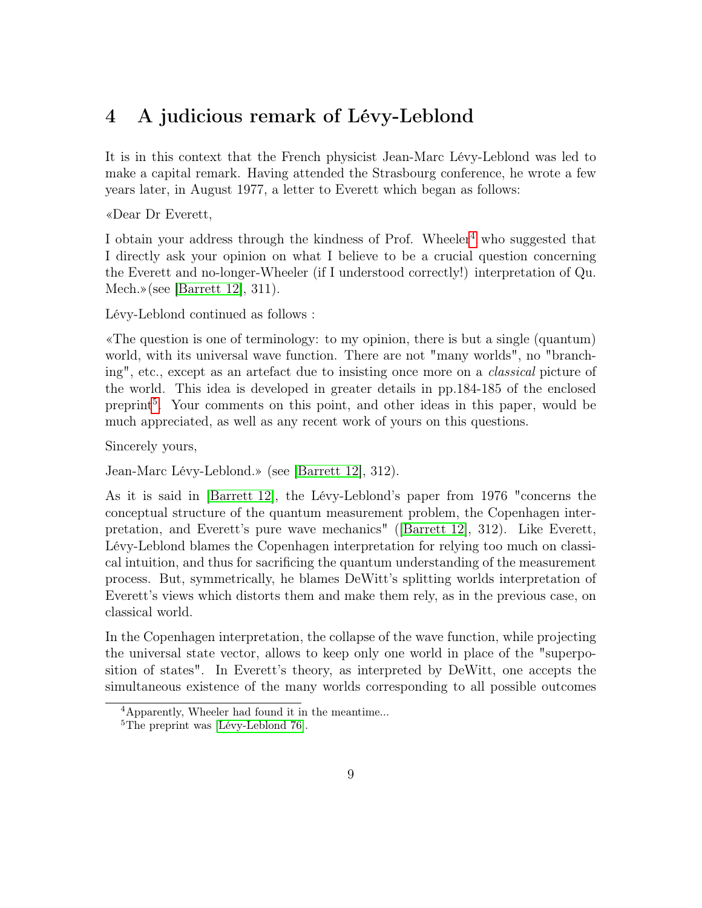## 4 A judicious remark of Lévy-Leblond

It is in this context that the French physicist Jean-Marc Lévy-Leblond was led to make a capital remark. Having attended the Strasbourg conference, he wrote a few years later, in August 1977, a letter to Everett which began as follows:

«Dear Dr Everett,

I obtain your address through the kindness of Prof. Wheeler[4] who suggested that I directly ask your opinion on what I believe to be a crucial question concerning the Everett and no-longer-Wheeler (if I understood correctly!) interpretation of Qu. Mech.»(see [Barrett 12], 311).

Lévy-Leblond continued as follows :

«The question is one of terminology: to my opinion, there is but a single (quantum) world, with its universal wave function. There are not "many worlds", no "branching", etc., except as an artefact due to insisting once more on a *classical* picture of the world. This idea is developed in greater details in pp.184-185 of the enclosed preprint[5]. Your comments on this point, and other ideas in this paper, would be much appreciated, as well as any recent work of yours on this questions.

Sincerely yours,

Jean-Marc Lévy-Leblond.» (see [Barrett 12], 312).

As it is said in [Barrett 12], the Lévy-Leblond's paper from 1976 "concerns the conceptual structure of the quantum measurement problem, the Copenhagen interpretation, and Everett's pure wave mechanics" ([Barrett 12], 312). Like Everett, Lévy-Leblond blames the Copenhagen interpretation for relying too much on classical intuition, and thus for sacrificing the quantum understanding of the measurement process. But, symmetrically, he blames DeWitt's splitting worlds interpretation of Everett's views which distorts them and make them rely, as in the previous case, on classical world.

In the Copenhagen interpretation, the collapse of the wave function, while projecting the universal state vector, allows to keep only one world in place of the "superposition of states". In Everett's theory, as interpreted by DeWitt, one accepts the simultaneous existence of the many worlds corresponding to all possible outcomes

[4] Apparently, Wheeler had found it in the meantime...

[5] The preprint was [Lévy-Leblond 76].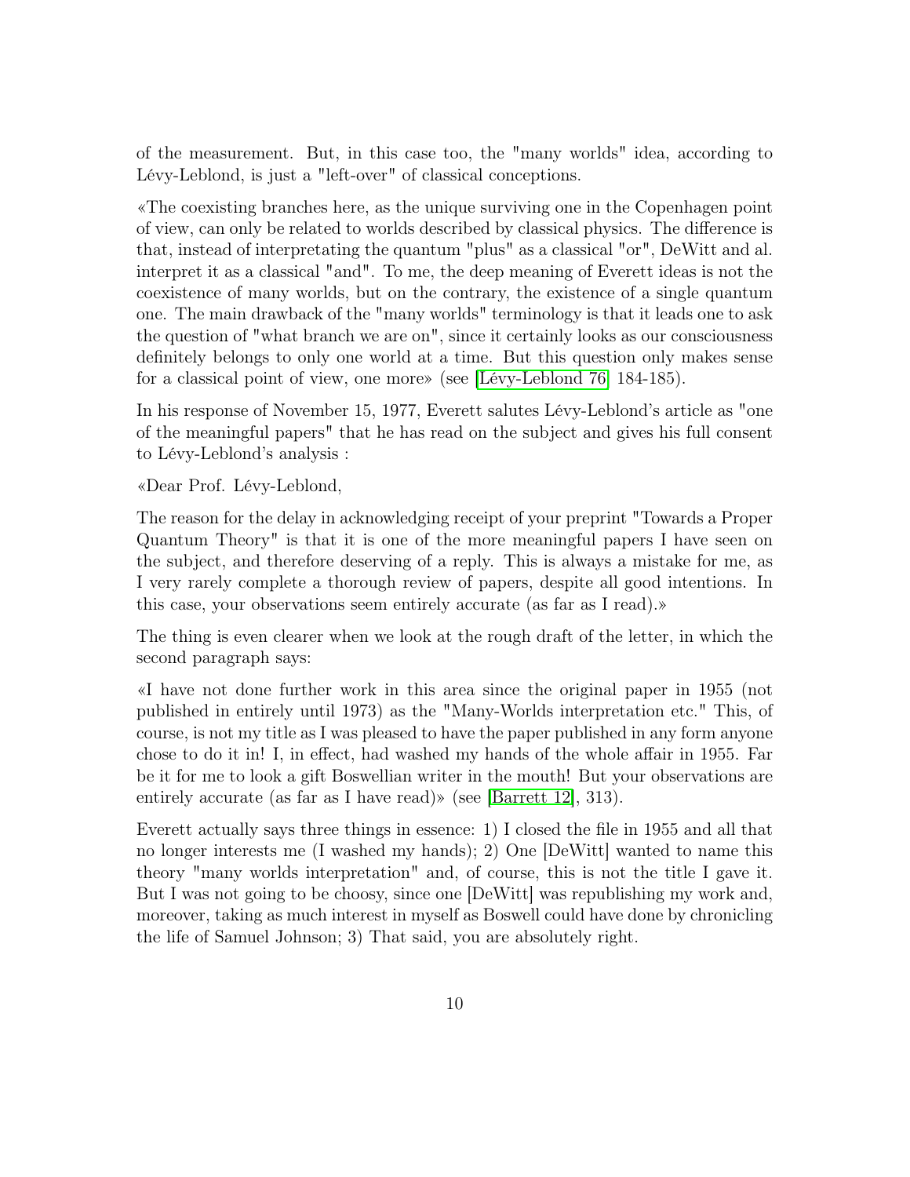of the measurement. But, in this case too, the "many worlds" idea, according to Lévy-Leblond, is just a "left-over" of classical conceptions.

«The coexisting branches here, as the unique surviving one in the Copenhagen point of view, can only be related to worlds described by classical physics. The difference is that, instead of interpretating the quantum "plus" as a classical "or", DeWitt and al. interpret it as a classical "and". To me, the deep meaning of Everett ideas is not the coexistence of many worlds, but on the contrary, the existence of a single quantum one. The main drawback of the "many worlds" terminology is that it leads one to ask the question of "what branch we are on", since it certainly looks as our consciousness definitely belongs to only one world at a time. But this question only makes sense for a classical point of view, one more» (see [Lévy-Leblond 76] 184-185).

In his response of November 15, 1977, Everett salutes Lévy-Leblond's article as "one of the meaningful papers" that he has read on the subject and gives his full consent to Lévy-Leblond's analysis :

«Dear Prof. Lévy-Leblond,

The reason for the delay in acknowledging receipt of your preprint "Towards a Proper Quantum Theory" is that it is one of the more meaningful papers I have seen on the subject, and therefore deserving of a reply. This is always a mistake for me, as I very rarely complete a thorough review of papers, despite all good intentions. In this case, your observations seem entirely accurate (as far as I read).»

The thing is even clearer when we look at the rough draft of the letter, in which the second paragraph says:

«I have not done further work in this area since the original paper in 1955 (not published in entirely until 1973) as the "Many-Worlds interpretation etc." This, of course, is not my title as I was pleased to have the paper published in any form anyone chose to do it in! I, in effect, had washed my hands of the whole affair in 1955. Far be it for me to look a gift Boswellian writer in the mouth! But your observations are entirely accurate (as far as I have read)» (see [Barrett 12], 313).

Everett actually says three things in essence: 1) I closed the file in 1955 and all that no longer interests me (I washed my hands); 2) One [DeWitt] wanted to name this theory "many worlds interpretation" and, of course, this is not the title I gave it. But I was not going to be choosy, since one [DeWitt] was republishing my work and, moreover, taking as much interest in myself as Boswell could have done by chronicling the life of Samuel Johnson; 3) That said, you are absolutely right.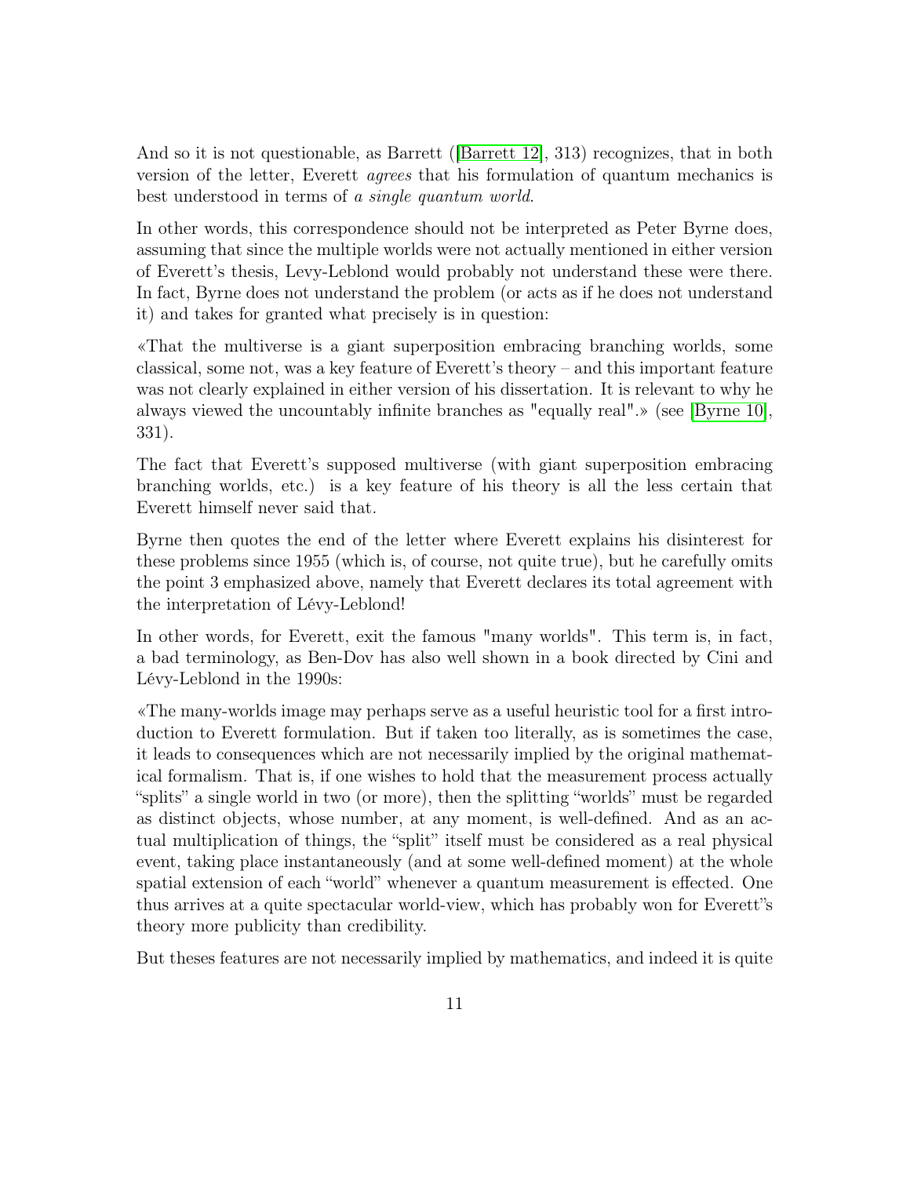And so it is not questionable, as Barrett ([Barrett 12], 313) recognizes, that in both version of the letter, Everett *agrees* that his formulation of quantum mechanics is best understood in terms of *a single quantum world*.

In other words, this correspondence should not be interpreted as Peter Byrne does, assuming that since the multiple worlds were not actually mentioned in either version of Everett's thesis, Levy-Leblond would probably not understand these were there. In fact, Byrne does not understand the problem (or acts as if he does not understand it) and takes for granted what precisely is in question:

«That the multiverse is a giant superposition embracing branching worlds, some classical, some not, was a key feature of Everett's theory – and this important feature was not clearly explained in either version of his dissertation. It is relevant to why he always viewed the uncountably infinite branches as "equally real".» (see [Byrne 10], 331).

The fact that Everett's supposed multiverse (with giant superposition embracing branching worlds, etc.) is a key feature of his theory is all the less certain that Everett himself never said that.

Byrne then quotes the end of the letter where Everett explains his disinterest for these problems since 1955 (which is, of course, not quite true), but he carefully omits the point 3 emphasized above, namely that Everett declares its total agreement with the interpretation of Lévy-Leblond!

In other words, for Everett, exit the famous "many worlds". This term is, in fact, a bad terminology, as Ben-Dov has also well shown in a book directed by Cini and Lévy-Leblond in the 1990s:

«The many-worlds image may perhaps serve as a useful heuristic tool for a first introduction to Everett formulation. But if taken too literally, as is sometimes the case, it leads to consequences which are not necessarily implied by the original mathematical formalism. That is, if one wishes to hold that the measurement process actually "splits" a single world in two (or more), then the splitting "worlds" must be regarded as distinct objects, whose number, at any moment, is well-defined. And as an actual multiplication of things, the "split" itself must be considered as a real physical event, taking place instantaneously (and at some well-defined moment) at the whole spatial extension of each "world" whenever a quantum measurement is effected. One thus arrives at a quite spectacular world-view, which has probably won for Everett"s theory more publicity than credibility.

But theses features are not necessarily implied by mathematics, and indeed it is quite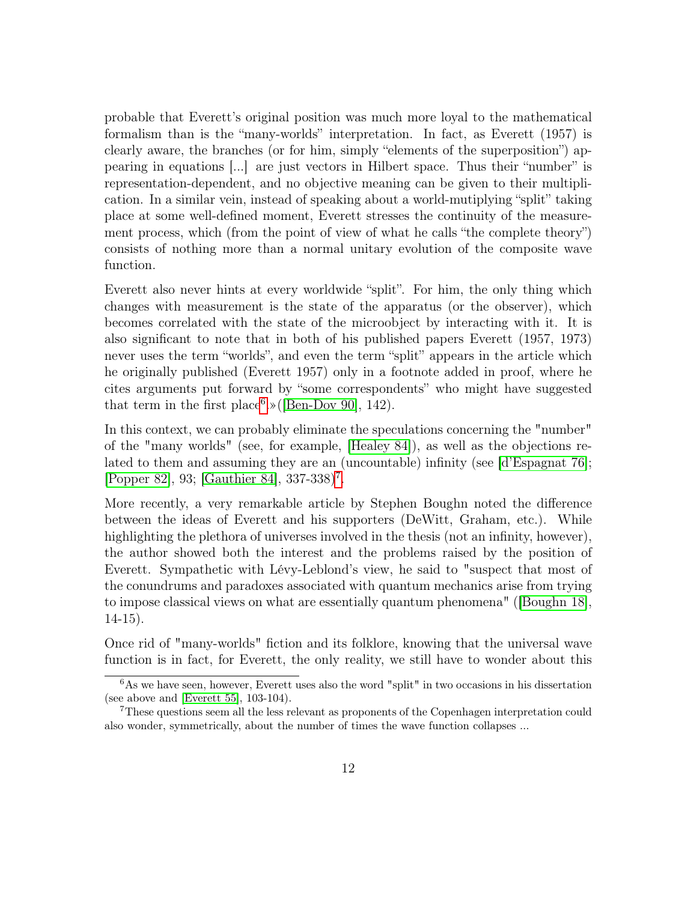probable that Everett's original position was much more loyal to the mathematical formalism than is the "many-worlds" interpretation. In fact, as Everett (1957) is clearly aware, the branches (or for him, simply "elements of the superposition") appearing in equations [...] are just vectors in Hilbert space. Thus their "number" is representation-dependent, and no objective meaning can be given to their multiplication. In a similar vein, instead of speaking about a world-mutiplying "split" taking place at some well-defined moment, Everett stresses the continuity of the measurement process, which (from the point of view of what he calls "the complete theory") consists of nothing more than a normal unitary evolution of the composite wave function.

Everett also never hints at every worldwide "split". For him, the only thing which changes with measurement is the state of the apparatus (or the observer), which becomes correlated with the state of the microobject by interacting with it. It is also significant to note that in both of his published papers Everett (1957, 1973) never uses the term "worlds", and even the term "split" appears in the article which he originally published (Everett 1957) only in a footnote added in proof, where he cites arguments put forward by "some correspondents" who might have suggested that term in the first place[6].» ([Ben-Dov 90], 142).

In this context, we can probably eliminate the speculations concerning the "number" of the "many worlds" (see, for example, [Healey 84]), as well as the objections related to them and assuming they are an (uncountable) infinity (see [d'Espagnat 76]; [Popper 82], 93; [Gauthier 84], 337-338)[7].

More recently, a very remarkable article by Stephen Boughn noted the difference between the ideas of Everett and his supporters (DeWitt, Graham, etc.). While highlighting the plethora of universes involved in the thesis (not an infinity, however), the author showed both the interest and the problems raised by the position of Everett. Sympathetic with Lévy-Leblond's view, he said to "suspect that most of the conundrums and paradoxes associated with quantum mechanics arise from trying to impose classical views on what are essentially quantum phenomena" ([Boughn 18], 14-15).

Once rid of "many-worlds" fiction and its folklore, knowing that the universal wave function is in fact, for Everett, the only reality, we still have to wonder about this

[6] As we have seen, however, Everett uses also the word "split" in two occasions in his dissertation (see above and [Everett 55], 103-104).

[7] These questions seem all the less relevant as proponents of the Copenhagen interpretation could also wonder, symmetrically, about the number of times the wave function collapses ...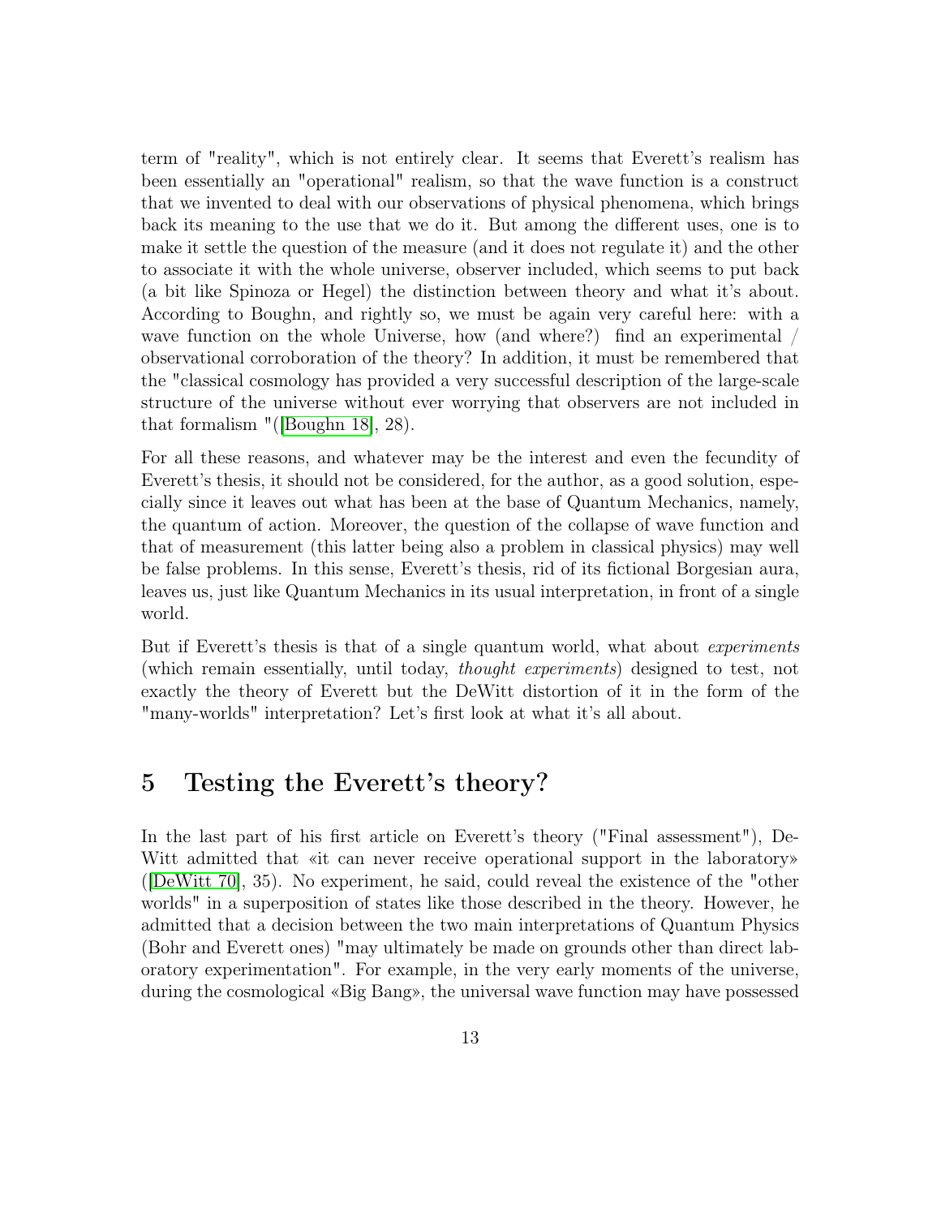term of "reality", which is not entirely clear. It seems that Everett's realism has been essentially an "operational" realism, so that the wave function is a construct that we invented to deal with our observations of physical phenomena, which brings back its meaning to the use that we do it. But among the different uses, one is to make it settle the question of the measure (and it does not regulate it) and the other to associate it with the whole universe, observer included, which seems to put back (a bit like Spinoza or Hegel) the distinction between theory and what it's about. According to Boughn, and rightly so, we must be again very careful here: with a wave function on the whole Universe, how (and where?) find an experimental / observational corroboration of the theory? In addition, it must be remembered that the "classical cosmology has provided a very successful description of the large-scale structure of the universe without ever worrying that observers are not included in that formalism "([Boughn 18], 28).

For all these reasons, and whatever may be the interest and even the fecundity of Everett's thesis, it should not be considered, for the author, as a good solution, especially since it leaves out what has been at the base of Quantum Mechanics, namely, the quantum of action. Moreover, the question of the collapse of wave function and that of measurement (this latter being also a problem in classical physics) may well be false problems. In this sense, Everett's thesis, rid of its fictional Borgesian aura, leaves us, just like Quantum Mechanics in its usual interpretation, in front of a single world.

But if Everett's thesis is that of a single quantum world, what about *experiments* (which remain essentially, until today, *thought experiments*) designed to test, not exactly the theory of Everett but the DeWitt distortion of it in the form of the "many-worlds" interpretation? Let's first look at what it's all about.

# 5 Testing the Everett's theory?

In the last part of his first article on Everett's theory ("Final assessment"), DeWitt admitted that «it can never receive operational support in the laboratory» ([DeWitt 70], 35). No experiment, he said, could reveal the existence of the "other worlds" in a superposition of states like those described in the theory. However, he admitted that a decision between the two main interpretations of Quantum Physics (Bohr and Everett ones) "may ultimately be made on grounds other than direct laboratory experimentation". For example, in the very early moments of the universe, during the cosmological «Big Bang», the universal wave function may have possessed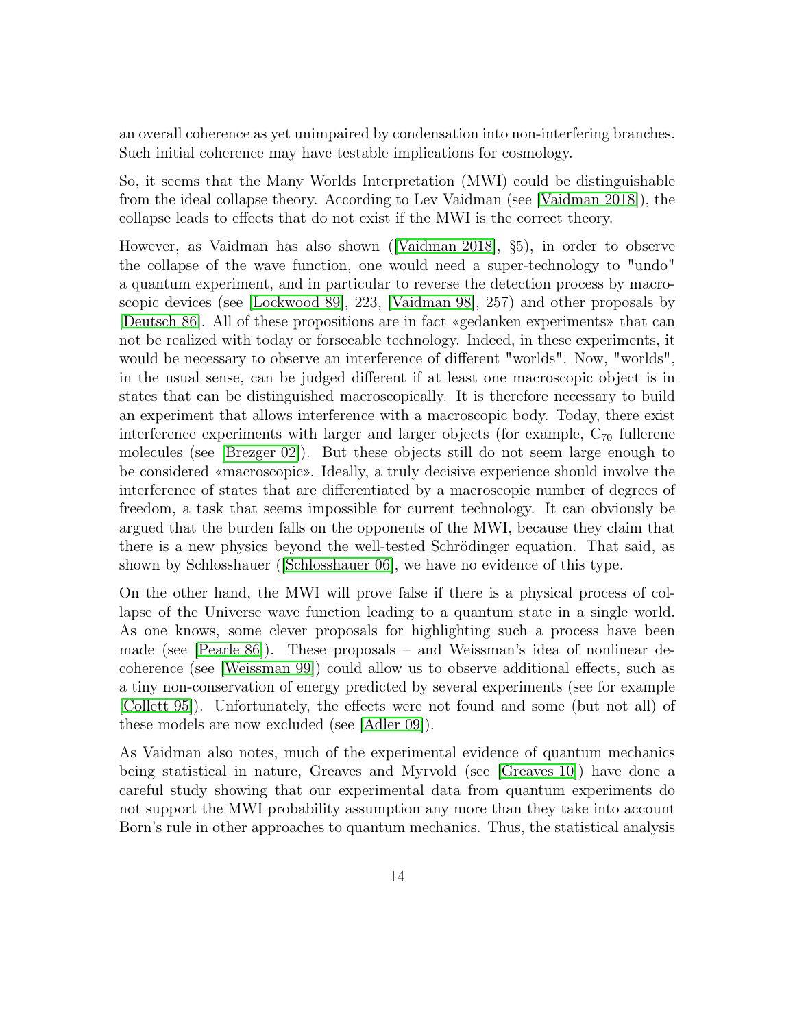an overall coherence as yet unimpaired by condensation into non-interfering branches. Such initial coherence may have testable implications for cosmology.

So, it seems that the Many Worlds Interpretation (MWI) could be distinguishable from the ideal collapse theory. According to Lev Vaidman (see [Vaidman 2018]), the collapse leads to effects that do not exist if the MWI is the correct theory.

However, as Vaidman has also shown ([Vaidman 2018], §5), in order to observe the collapse of the wave function, one would need a super-technology to "undo" a quantum experiment, and in particular to reverse the detection process by macroscopic devices (see [Lockwood 89], 223, [Vaidman 98], 257) and other proposals by [Deutsch 86]. All of these propositions are in fact «gedanken experiments» that can not be realized with today or forseeable technology. Indeed, in these experiments, it would be necessary to observe an interference of different "worlds". Now, "worlds", in the usual sense, can be judged different if at least one macroscopic object is in states that can be distinguished macroscopically. It is therefore necessary to build an experiment that allows interference with a macroscopic body. Today, there exist interference experiments with larger and larger objects (for example, $C_{70}$ fullerene molecules (see [Brezger 02]). But these objects still do not seem large enough to be considered «macroscopic». Ideally, a truly decisive experience should involve the interference of states that are differentiated by a macroscopic number of degrees of freedom, a task that seems impossible for current technology. It can obviously be argued that the burden falls on the opponents of the MWI, because they claim that there is a new physics beyond the well-tested Schrödinger equation. That said, as shown by Schlosshauer ([Schlosshauer 06], we have no evidence of this type.

On the other hand, the MWI will prove false if there is a physical process of collapse of the Universe wave function leading to a quantum state in a single world. As one knows, some clever proposals for highlighting such a process have been made (see [Pearle 86]). These proposals – and Weissman's idea of nonlinear decoherence (see [Weissman 99]) could allow us to observe additional effects, such as a tiny non-conservation of energy predicted by several experiments (see for example [Collett 95]). Unfortunately, the effects were not found and some (but not all) of these models are now excluded (see [Adler 09]).

As Vaidman also notes, much of the experimental evidence of quantum mechanics being statistical in nature, Greaves and Myrvold (see [Greaves 10]) have done a careful study showing that our experimental data from quantum experiments do not support the MWI probability assumption any more than they take into account Born's rule in other approaches to quantum mechanics. Thus, the statistical analysis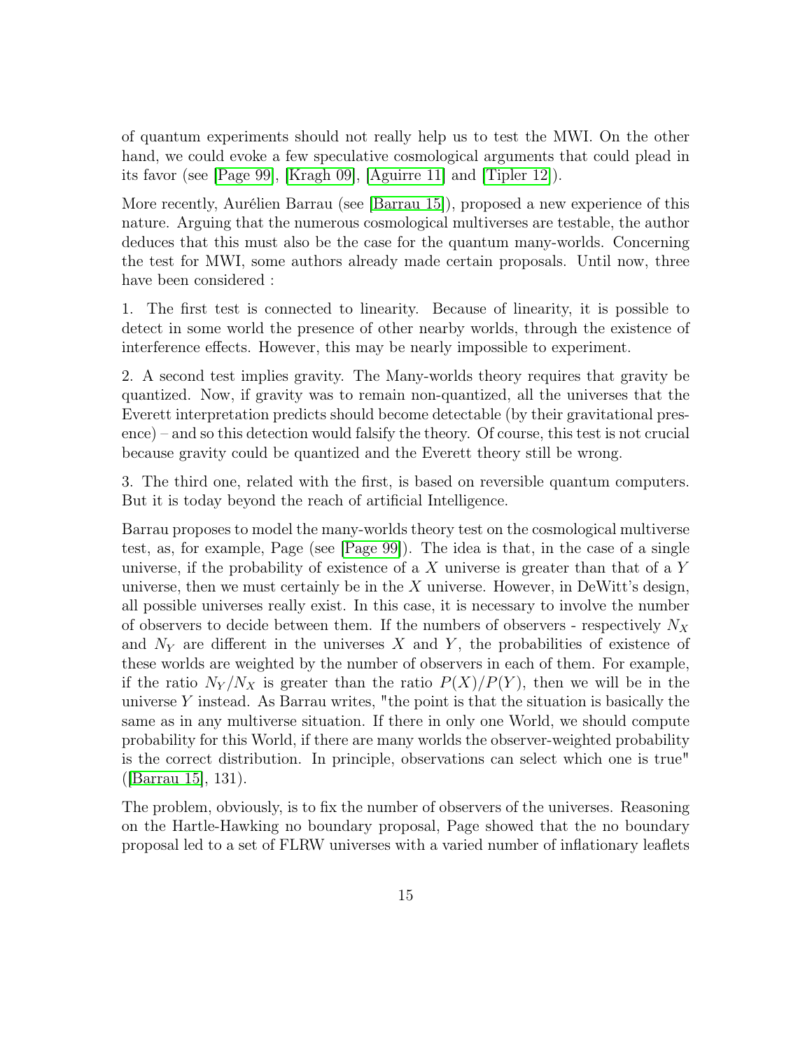of quantum experiments should not really help us to test the MWI. On the other hand, we could evoke a few speculative cosmological arguments that could plead in its favor (see [Page 99], [Kragh 09], [Aguirre 11] and [Tipler 12]).

More recently, Aurélien Barrau (see [Barrau 15]), proposed a new experience of this nature. Arguing that the numerous cosmological multiverses are testable, the author deduces that this must also be the case for the quantum many-worlds. Concerning the test for MWI, some authors already made certain proposals. Until now, three have been considered :

1. The first test is connected to linearity. Because of linearity, it is possible to detect in some world the presence of other nearby worlds, through the existence of interference effects. However, this may be nearly impossible to experiment.

2. A second test implies gravity. The Many-worlds theory requires that gravity be quantized. Now, if gravity was to remain non-quantized, all the universes that the Everett interpretation predicts should become detectable (by their gravitational presence) – and so this detection would falsify the theory. Of course, this test is not crucial because gravity could be quantized and the Everett theory still be wrong.

3. The third one, related with the first, is based on reversible quantum computers. But it is today beyond the reach of artificial Intelligence.

Barrau proposes to model the many-worlds theory test on the cosmological multiverse test, as, for example, Page (see [Page 99]). The idea is that, in the case of a single universe, if the probability of existence of a $X$ universe is greater than that of a $Y$ universe, then we must certainly be in the $X$ universe. However, in DeWitt's design, all possible universes really exist. In this case, it is necessary to involve the number of observers to decide between them. If the numbers of observers - respectively $N_X$ and $N_Y$ are different in the universes $X$ and $Y$, the probabilities of existence of these worlds are weighted by the number of observers in each of them. For example, if the ratio $N_Y/N_X$ is greater than the ratio $P(X)/P(Y)$, then we will be in the universe $Y$ instead. As Barrau writes, "the point is that the situation is basically the same as in any multiverse situation. If there in only one World, we should compute probability for this World, if there are many worlds the observer-weighted probability is the correct distribution. In principle, observations can select which one is true" ([Barrau 15], 131).

The problem, obviously, is to fix the number of observers of the universes. Reasoning on the Hartle-Hawking no boundary proposal, Page showed that the no boundary proposal led to a set of FLRW universes with a varied number of inflationary leaflets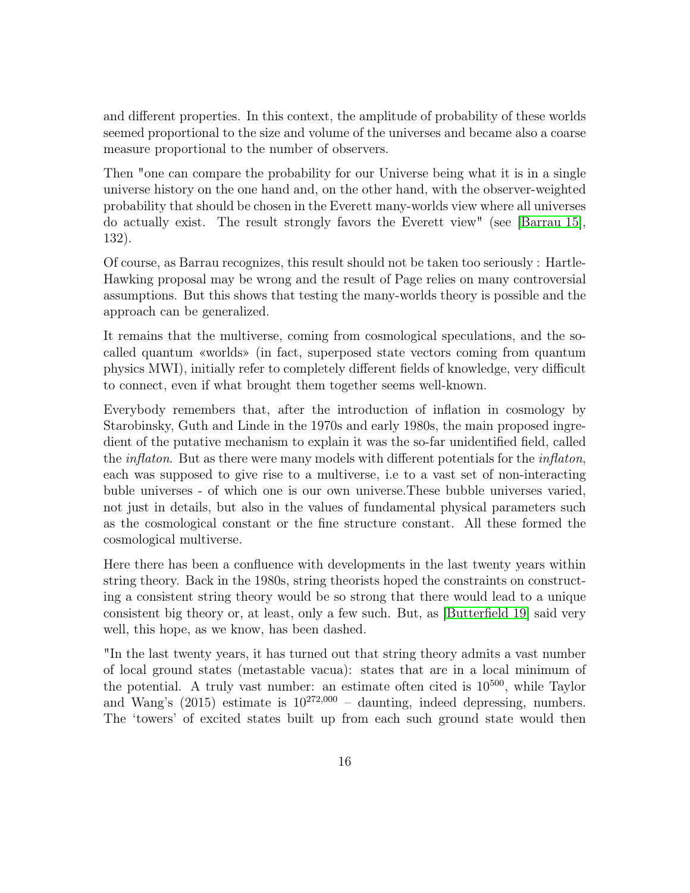and different properties. In this context, the amplitude of probability of these worlds seemed proportional to the size and volume of the universes and became also a coarse measure proportional to the number of observers.

Then "one can compare the probability for our Universe being what it is in a single universe history on the one hand and, on the other hand, with the observer-weighted probability that should be chosen in the Everett many-worlds view where all universes do actually exist. The result strongly favors the Everett view" (see [Barrau 15], 132).

Of course, as Barrau recognizes, this result should not be taken too seriously : Hartle-Hawking proposal may be wrong and the result of Page relies on many controversial assumptions. But this shows that testing the many-worlds theory is possible and the approach can be generalized.

It remains that the multiverse, coming from cosmological speculations, and the so-called quantum «worlds» (in fact, superposed state vectors coming from quantum physics MWI), initially refer to completely different fields of knowledge, very difficult to connect, even if what brought them together seems well-known.

Everybody remembers that, after the introduction of inflation in cosmology by Starobinsky, Guth and Linde in the 1970s and early 1980s, the main proposed ingredient of the putative mechanism to explain it was the so-far unidentified field, called the *inflaton*. But as there were many models with different potentials for the *inflaton*, each was supposed to give rise to a multiverse, i.e to a vast set of non-interacting buble universes - of which one is our own universe.These bubble universes varied, not just in details, but also in the values of fundamental physical parameters such as the cosmological constant or the fine structure constant. All these formed the cosmological multiverse.

Here there has been a confluence with developments in the last twenty years within string theory. Back in the 1980s, string theorists hoped the constraints on constructing a consistent string theory would be so strong that there would lead to a unique consistent big theory or, at least, only a few such. But, as [Butterfield 19] said very well, this hope, as we know, has been dashed.

"In the last twenty years, it has turned out that string theory admits a vast number of local ground states (metastable vacua): states that are in a local minimum of the potential. A truly vast number: an estimate often cited is $10^{500}$, while Taylor and Wang's (2015) estimate is $10^{272{,}000}$ – daunting, indeed depressing, numbers. The 'towers' of excited states built up from each such ground state would then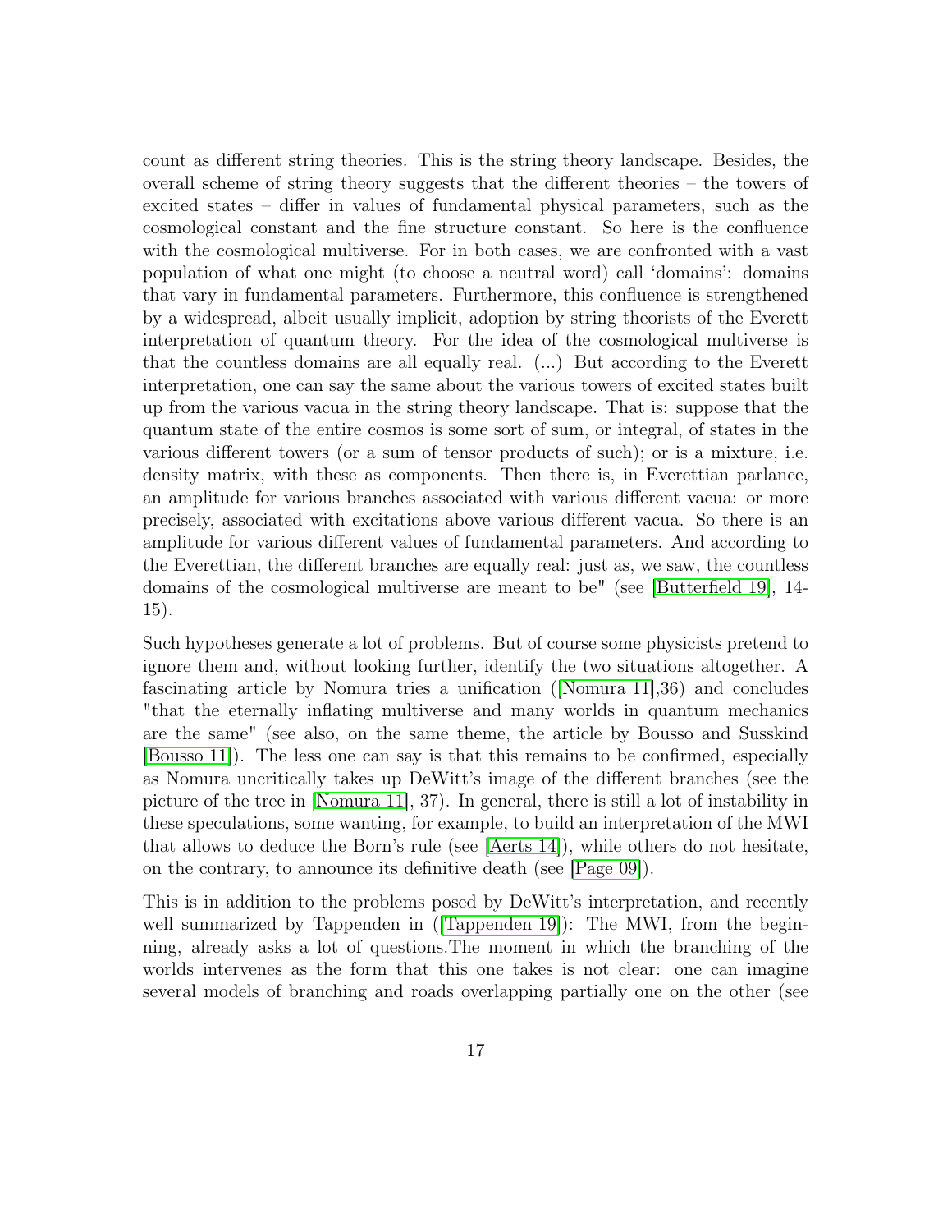count as different string theories. This is the string theory landscape. Besides, the overall scheme of string theory suggests that the different theories – the towers of excited states – differ in values of fundamental physical parameters, such as the cosmological constant and the fine structure constant. So here is the confluence with the cosmological multiverse. For in both cases, we are confronted with a vast population of what one might (to choose a neutral word) call 'domains': domains that vary in fundamental parameters. Furthermore, this confluence is strengthened by a widespread, albeit usually implicit, adoption by string theorists of the Everett interpretation of quantum theory. For the idea of the cosmological multiverse is that the countless domains are all equally real. (...) But according to the Everett interpretation, one can say the same about the various towers of excited states built up from the various vacua in the string theory landscape. That is: suppose that the quantum state of the entire cosmos is some sort of sum, or integral, of states in the various different towers (or a sum of tensor products of such); or is a mixture, i.e. density matrix, with these as components. Then there is, in Everettian parlance, an amplitude for various branches associated with various different vacua: or more precisely, associated with excitations above various different vacua. So there is an amplitude for various different values of fundamental parameters. And according to the Everettian, the different branches are equally real: just as, we saw, the countless domains of the cosmological multiverse are meant to be" (see [Butterfield 19], 14-15).

Such hypotheses generate a lot of problems. But of course some physicists pretend to ignore them and, without looking further, identify the two situations altogether. A fascinating article by Nomura tries a unification ([Nomura 11],36) and concludes "that the eternally inflating multiverse and many worlds in quantum mechanics are the same" (see also, on the same theme, the article by Bousso and Susskind [Bousso 11]). The less one can say is that this remains to be confirmed, especially as Nomura uncritically takes up DeWitt's image of the different branches (see the picture of the tree in [Nomura 11], 37). In general, there is still a lot of instability in these speculations, some wanting, for example, to build an interpretation of the MWI that allows to deduce the Born's rule (see [Aerts 14]), while others do not hesitate, on the contrary, to announce its definitive death (see [Page 09]).

This is in addition to the problems posed by DeWitt's interpretation, and recently well summarized by Tappenden in ([Tappenden 19]): The MWI, from the beginning, already asks a lot of questions.The moment in which the branching of the worlds intervenes as the form that this one takes is not clear: one can imagine several models of branching and roads overlapping partially one on the other (see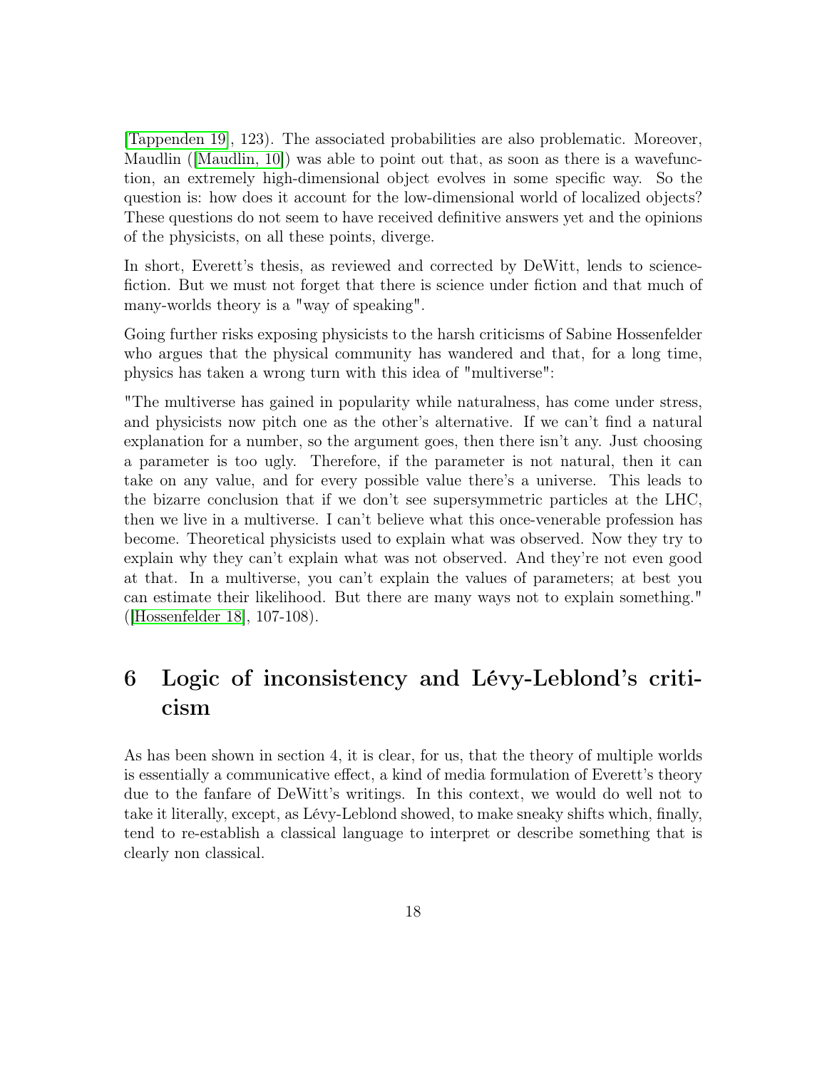[Tappenden 19], 123). The associated probabilities are also problematic. Moreover, Maudlin ([Maudlin, 10]) was able to point out that, as soon as there is a wavefunction, an extremely high-dimensional object evolves in some specific way. So the question is: how does it account for the low-dimensional world of localized objects? These questions do not seem to have received definitive answers yet and the opinions of the physicists, on all these points, diverge.

In short, Everett's thesis, as reviewed and corrected by DeWitt, lends to science-fiction. But we must not forget that there is science under fiction and that much of many-worlds theory is a "way of speaking".

Going further risks exposing physicists to the harsh criticisms of Sabine Hossenfelder who argues that the physical community has wandered and that, for a long time, physics has taken a wrong turn with this idea of "multiverse":

"The multiverse has gained in popularity while naturalness, has come under stress, and physicists now pitch one as the other's alternative. If we can't find a natural explanation for a number, so the argument goes, then there isn't any. Just choosing a parameter is too ugly. Therefore, if the parameter is not natural, then it can take on any value, and for every possible value there's a universe. This leads to the bizarre conclusion that if we don't see supersymmetric particles at the LHC, then we live in a multiverse. I can't believe what this once-venerable profession has become. Theoretical physicists used to explain what was observed. Now they try to explain why they can't explain what was not observed. And they're not even good at that. In a multiverse, you can't explain the values of parameters; at best you can estimate their likelihood. But there are many ways not to explain something." ([Hossenfelder 18], 107-108).

# 6 Logic of inconsistency and Lévy-Leblond's criticism

As has been shown in section 4, it is clear, for us, that the theory of multiple worlds is essentially a communicative effect, a kind of media formulation of Everett's theory due to the fanfare of DeWitt's writings. In this context, we would do well not to take it literally, except, as Lévy-Leblond showed, to make sneaky shifts which, finally, tend to re-establish a classical language to interpret or describe something that is clearly non classical.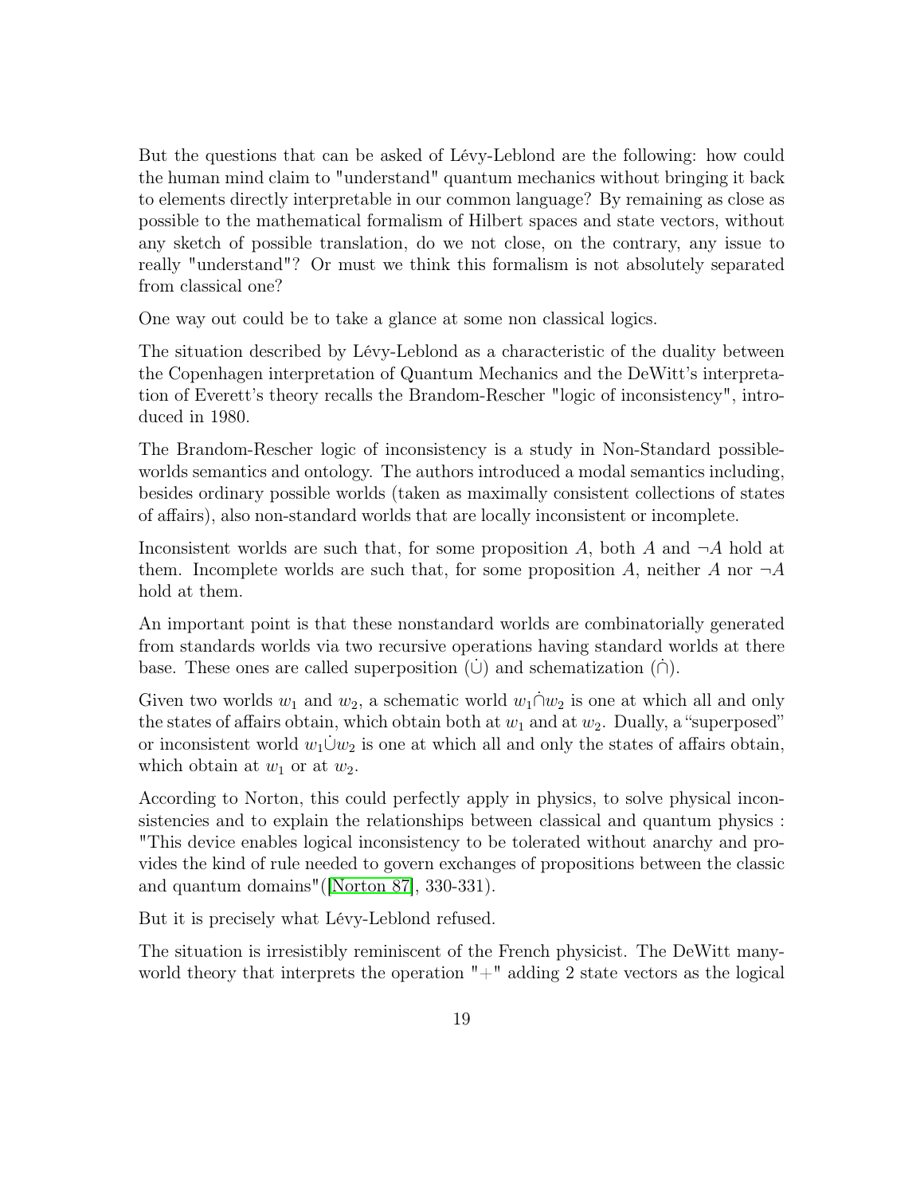But the questions that can be asked of Lévy-Leblond are the following: how could the human mind claim to "understand" quantum mechanics without bringing it back to elements directly interpretable in our common language? By remaining as close as possible to the mathematical formalism of Hilbert spaces and state vectors, without any sketch of possible translation, do we not close, on the contrary, any issue to really "understand"? Or must we think this formalism is not absolutely separated from classical one?

One way out could be to take a glance at some non classical logics.

The situation described by Lévy-Leblond as a characteristic of the duality between the Copenhagen interpretation of Quantum Mechanics and the DeWitt's interpretation of Everett's theory recalls the Brandom-Rescher "logic of inconsistency", introduced in 1980.

The Brandom-Rescher logic of inconsistency is a study in Non-Standard possible-worlds semantics and ontology. The authors introduced a modal semantics including, besides ordinary possible worlds (taken as maximally consistent collections of states of affairs), also non-standard worlds that are locally inconsistent or incomplete.

Inconsistent worlds are such that, for some proposition $A$, both $A$ and $\neg A$ hold at them. Incomplete worlds are such that, for some proposition $A$, neither $A$ nor $\neg A$ hold at them.

An important point is that these nonstandard worlds are combinatorially generated from standards worlds via two recursive operations having standard worlds at there base. These ones are called superposition ($\dot{\cup}$) and schematization ($\dot{\cap}$).

Given two worlds $w_1$ and $w_2$, a schematic world $w_1 \dot{\cap} w_2$ is one at which all and only the states of affairs obtain, which obtain both at $w_1$ and at $w_2$. Dually, a "superposed" or inconsistent world $w_1 \dot{\cup} w_2$ is one at which all and only the states of affairs obtain, which obtain at $w_1$ or at $w_2$.

According to Norton, this could perfectly apply in physics, to solve physical inconsistencies and to explain the relationships between classical and quantum physics : "This device enables logical inconsistency to be tolerated without anarchy and provides the kind of rule needed to govern exchanges of propositions between the classic and quantum domains"([Norton 87], 330-331).

But it is precisely what Lévy-Leblond refused.

The situation is irresistibly reminiscent of the French physicist. The DeWitt many-world theory that interprets the operation "+" adding 2 state vectors as the logical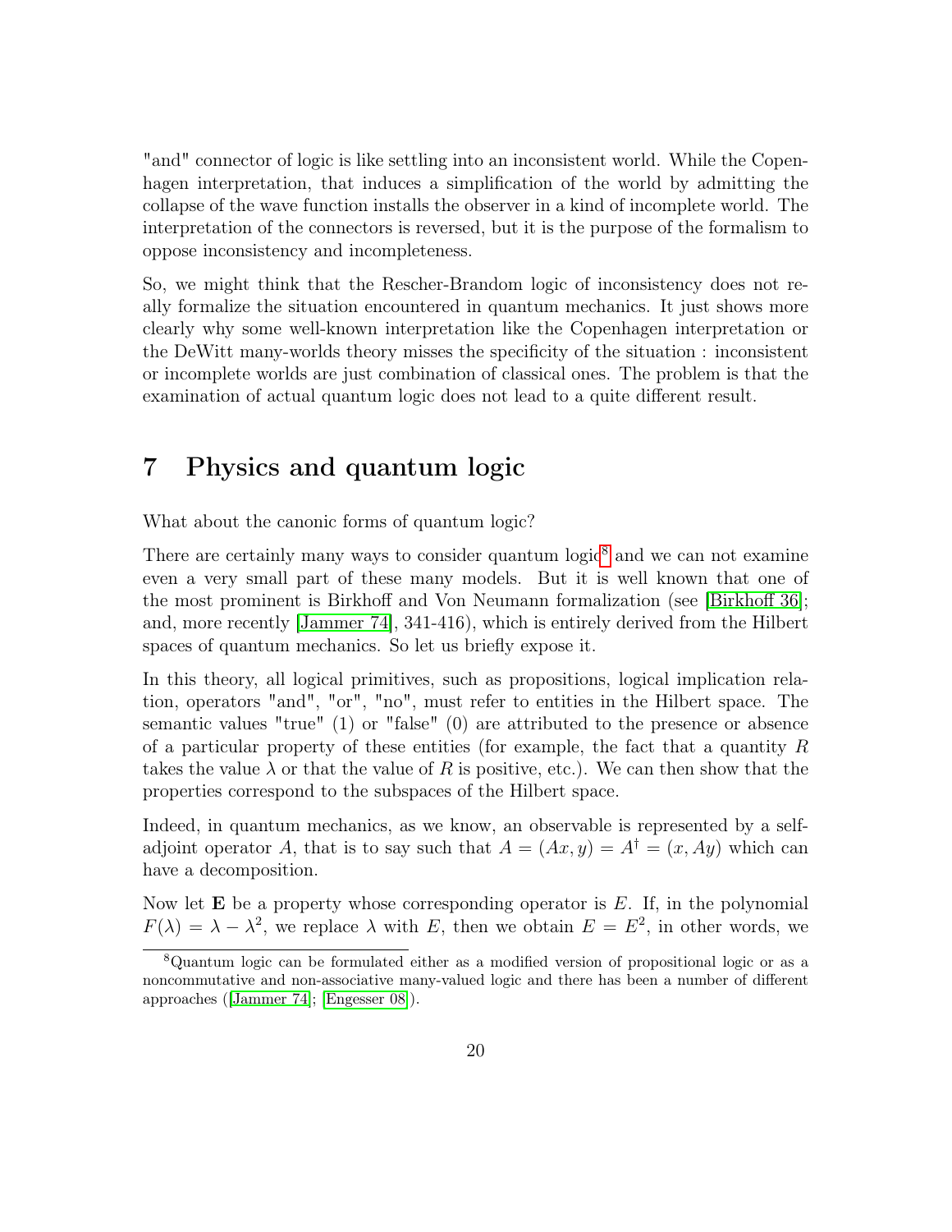"and" connector of logic is like settling into an inconsistent world. While the Copenhagen interpretation, that induces a simplification of the world by admitting the collapse of the wave function installs the observer in a kind of incomplete world. The interpretation of the connectors is reversed, but it is the purpose of the formalism to oppose inconsistency and incompleteness.

So, we might think that the Rescher-Brandom logic of inconsistency does not really formalize the situation encountered in quantum mechanics. It just shows more clearly why some well-known interpretation like the Copenhagen interpretation or the DeWitt many-worlds theory misses the specificity of the situation : inconsistent or incomplete worlds are just combination of classical ones. The problem is that the examination of actual quantum logic does not lead to a quite different result.

# 7 Physics and quantum logic

What about the canonic forms of quantum logic?

There are certainly many ways to consider quantum logic[8] and we can not examine even a very small part of these many models. But it is well known that one of the most prominent is Birkhoff and Von Neumann formalization (see [Birkhoff 36]; and, more recently [Jammer 74], 341-416), which is entirely derived from the Hilbert spaces of quantum mechanics. So let us briefly expose it.

In this theory, all logical primitives, such as propositions, logical implication relation, operators "and", "or", "no", must refer to entities in the Hilbert space. The semantic values "true" (1) or "false" (0) are attributed to the presence or absence of a particular property of these entities (for example, the fact that a quantity $R$ takes the value $\lambda$ or that the value of $R$ is positive, etc.). We can then show that the properties correspond to the subspaces of the Hilbert space.

Indeed, in quantum mechanics, as we know, an observable is represented by a self-adjoint operator $A$, that is to say such that $A = (Ax, y) = A^{\dagger} = (x, Ay)$ which can have a decomposition.

Now let $\mathbf{E}$ be a property whose corresponding operator is $E$. If, in the polynomial $F(\lambda) = \lambda - \lambda^2$, we replace $\lambda$ with $E$, then we obtain $E = E^2$, in other words, we

[8] Quantum logic can be formulated either as a modified version of propositional logic or as a noncommutative and non-associative many-valued logic and there has been a number of different approaches ([Jammer 74]; [Engesser 08]).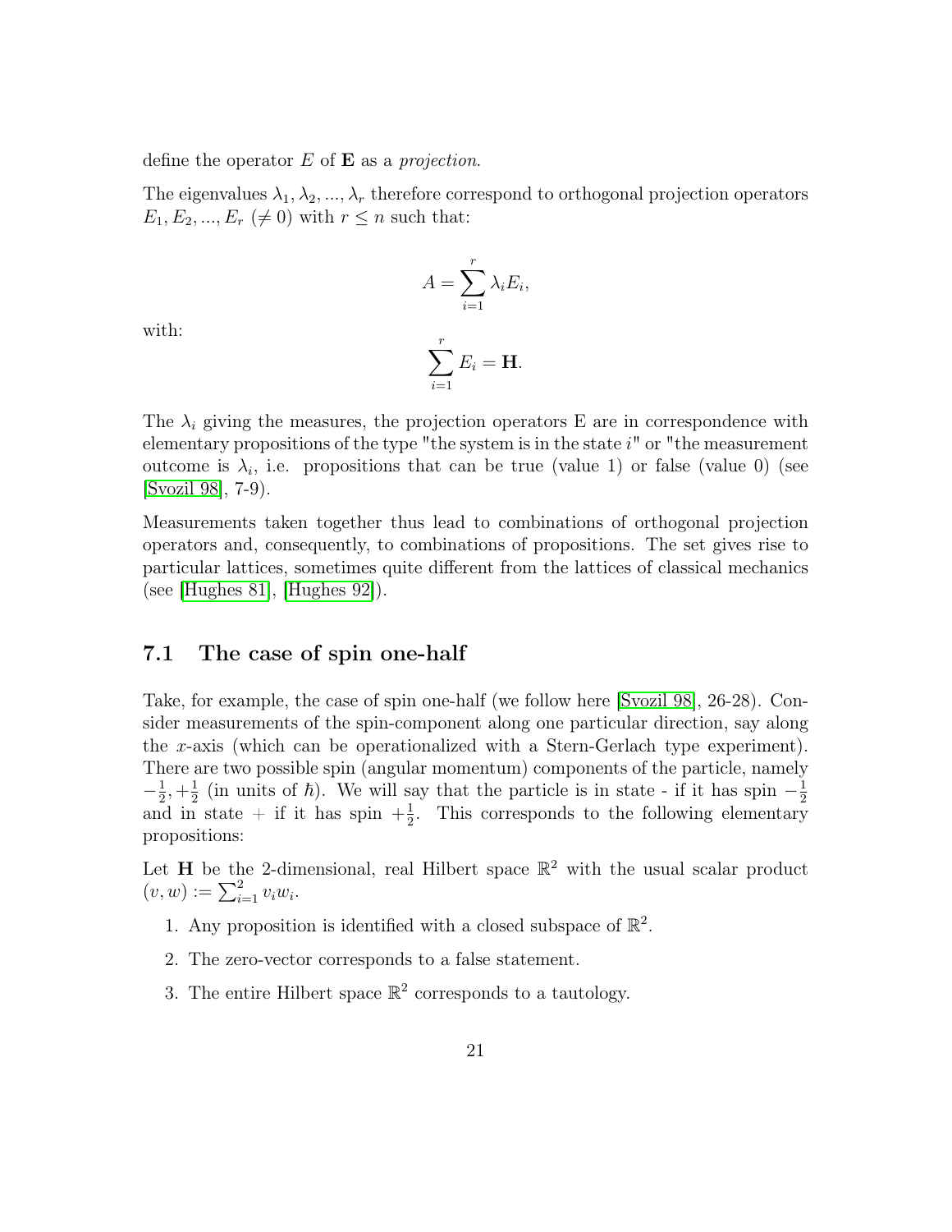define the operator $E$ of $\mathbf{E}$ as a *projection*.

The eigenvalues $\lambda_1, \lambda_2, ..., \lambda_r$ therefore correspond to orthogonal projection operators $E_1, E_2, ..., E_r$ ($\neq 0$) with $r \leq n$ such that:

$$A = \sum_{i=1}^{r} \lambda_i E_i,$$

with:

$$\sum_{i=1}^{r} E_i = \mathbf{H}.$$

The $\lambda_i$ giving the measures, the projection operators E are in correspondence with elementary propositions of the type "the system is in the state $i$" or "the measurement outcome is $\lambda_i$, i.e. propositions that can be true (value 1) or false (value 0) (see [Svozil 98], 7-9).

Measurements taken together thus lead to combinations of orthogonal projection operators and, consequently, to combinations of propositions. The set gives rise to particular lattices, sometimes quite different from the lattices of classical mechanics (see [Hughes 81], [Hughes 92]).

## 7.1 The case of spin one-half

Take, for example, the case of spin one-half (we follow here [Svozil 98], 26-28). Consider measurements of the spin-component along one particular direction, say along the $x$-axis (which can be operationalized with a Stern-Gerlach type experiment). There are two possible spin (angular momentum) components of the particle, namely $-\frac{1}{2}, +\frac{1}{2}$ (in units of $\hbar$). We will say that the particle is in state - if it has spin $-\frac{1}{2}$ and in state + if it has spin $+\frac{1}{2}$. This corresponds to the following elementary propositions:

Let $\mathbf{H}$ be the 2-dimensional, real Hilbert space $\mathbb{R}^2$ with the usual scalar product $(v, w) := \sum_{i=1}^{2} v_i w_i$.

1. Any proposition is identified with a closed subspace of $\mathbb{R}^2$.
2. The zero-vector corresponds to a false statement.
3. The entire Hilbert space $\mathbb{R}^2$ corresponds to a tautology.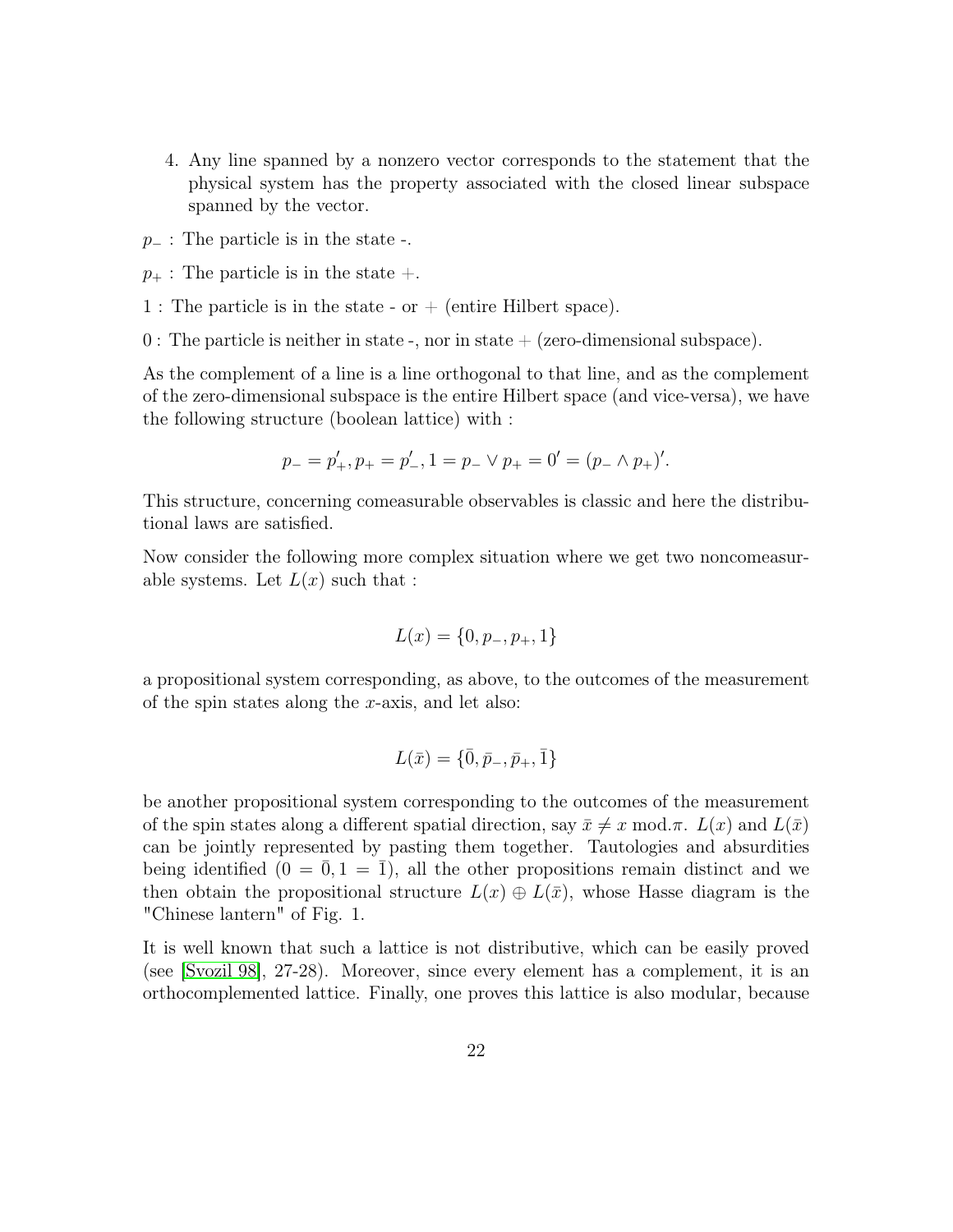4. Any line spanned by a nonzero vector corresponds to the statement that the physical system has the property associated with the closed linear subspace spanned by the vector.

$p_-$ : The particle is in the state -.

$p_+$ : The particle is in the state $+$.

$1$ : The particle is in the state - or $+$ (entire Hilbert space).

$0$ : The particle is neither in state -, nor in state $+$ (zero-dimensional subspace).

As the complement of a line is a line orthogonal to that line, and as the complement of the zero-dimensional subspace is the entire Hilbert space (and vice-versa), we have the following structure (boolean lattice) with :

$$p_- = p'_+, p_+ = p'_-, 1 = p_- \vee p_+ = 0' = (p_- \wedge p_+)'.$$

This structure, concerning comeasurable observables is classic and here the distributional laws are satisfied.

Now consider the following more complex situation where we get two noncomeasurable systems. Let $L(x)$ such that :

$$L(x) = \{0, p_-, p_+, 1\}$$

a propositional system corresponding, as above, to the outcomes of the measurement of the spin states along the $x$-axis, and let also:

$$L(\bar{x}) = \{\bar{0}, \bar{p}_-, \bar{p}_+, \bar{1}\}$$

be another propositional system corresponding to the outcomes of the measurement of the spin states along a different spatial direction, say $\bar{x} \neq x$ mod.$\pi$. $L(x)$ and $L(\bar{x})$ can be jointly represented by pasting them together. Tautologies and absurdities being identified ($0 = \bar{0}, 1 = \bar{1}$), all the other propositions remain distinct and we then obtain the propositional structure $L(x) \oplus L(\bar{x})$, whose Hasse diagram is the "Chinese lantern" of Fig. 1.

It is well known that such a lattice is not distributive, which can be easily proved (see [Svozil 98], 27-28). Moreover, since every element has a complement, it is an orthocomplemented lattice. Finally, one proves this lattice is also modular, because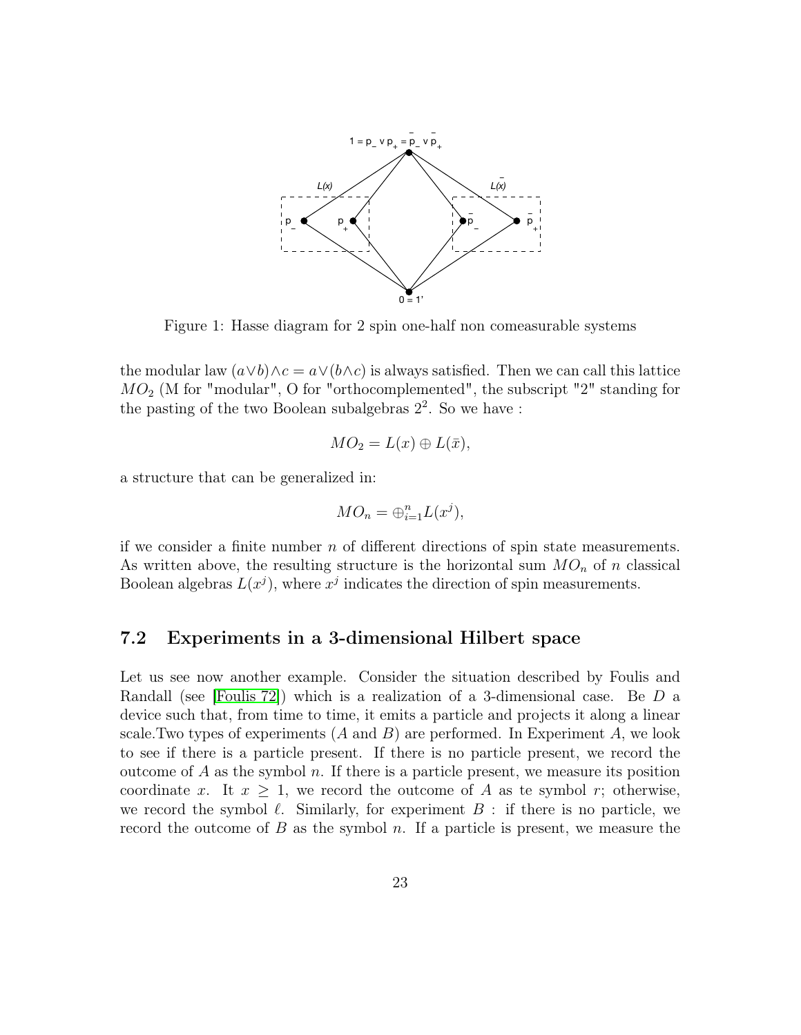Figure 1: Hasse diagram for 2 spin one-half non comeasurable systems

the modular law $(a \vee b) \wedge c = a \vee (b \wedge c)$ is always satisfied. Then we can call this lattice $MO_2$ (M for "modular", O for "orthocomplemented", the subscript "2" standing for the pasting of the two Boolean subalgebras $2^2$. So we have :

$$MO_2 = L(x) \oplus L(\bar{x}),$$

a structure that can be generalized in:

$$MO_n = \oplus_{i=1}^{n} L(x^j),$$

if we consider a finite number $n$ of different directions of spin state measurements. As written above, the resulting structure is the horizontal sum $MO_n$ of $n$ classical Boolean algebras $L(x^j)$, where $x^j$ indicates the direction of spin measurements.

## 7.2 Experiments in a 3-dimensional Hilbert space

Let us see now another example. Consider the situation described by Foulis and Randall (see [Foulis 72]) which is a realization of a 3-dimensional case. Be $D$ a device such that, from time to time, it emits a particle and projects it along a linear scale.Two types of experiments ($A$ and $B$) are performed. In Experiment $A$, we look to see if there is a particle present. If there is no particle present, we record the outcome of $A$ as the symbol $n$. If there is a particle present, we measure its position coordinate $x$. It $x \geq 1$, we record the outcome of $A$ as te symbol $r$; otherwise, we record the symbol $\ell$. Similarly, for experiment $B$ : if there is no particle, we record the outcome of $B$ as the symbol $n$. If a particle is present, we measure the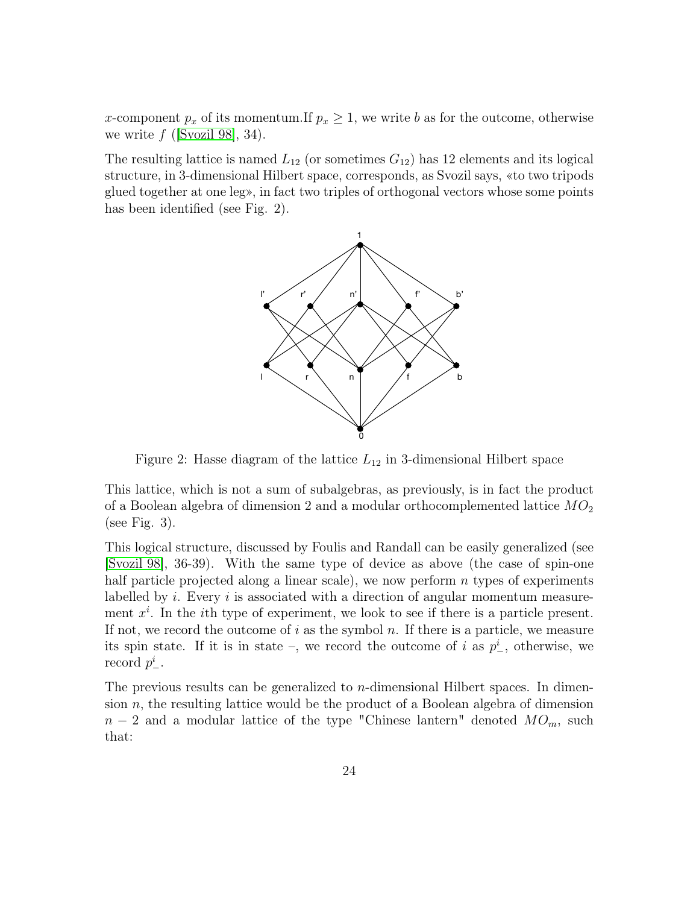$x$-component $p_x$ of its momentum.If $p_x \geq 1$, we write $b$ as for the outcome, otherwise we write $f$ ([Svozil 98], 34).

The resulting lattice is named $L_{12}$ (or sometimes $G_{12}$) has 12 elements and its logical structure, in 3-dimensional Hilbert space, corresponds, as Svozil says, «to two tripods glued together at one leg», in fact two triples of orthogonal vectors whose some points has been identified (see Fig. 2).

Figure 2: Hasse diagram of the lattice $L_{12}$ in 3-dimensional Hilbert space

This lattice, which is not a sum of subalgebras, as previously, is in fact the product of a Boolean algebra of dimension 2 and a modular orthocomplemented lattice $MO_2$ (see Fig. 3).

This logical structure, discussed by Foulis and Randall can be easily generalized (see [Svozil 98], 36-39). With the same type of device as above (the case of spin-one half particle projected along a linear scale), we now perform $n$ types of experiments labelled by $i$. Every $i$ is associated with a direction of angular momentum measurement $x^i$. In the $i$th type of experiment, we look to see if there is a particle present. If not, we record the outcome of $i$ as the symbol $n$. If there is a particle, we measure its spin state. If it is in state –, we record the outcome of $i$ as $p^i_-$, otherwise, we record $p^i_-$.

The previous results can be generalized to $n$-dimensional Hilbert spaces. In dimension $n$, the resulting lattice would be the product of a Boolean algebra of dimension $n-2$ and a modular lattice of the type "Chinese lantern" denoted $MO_m$, such that: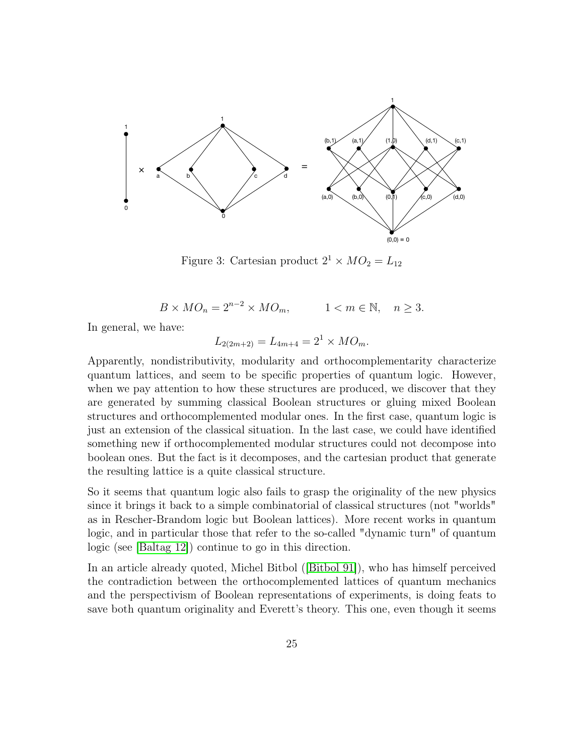Figure 3: Cartesian product $2^1 \times MO_2 = L_{12}$

$$B \times MO_n = 2^{n-2} \times MO_m, \qquad 1 < m \in \mathbb{N}, \quad n \geq 3.$$

In general, we have:

$$L_{2(2m+2)} = L_{4m+4} = 2^1 \times MO_m.$$

Apparently, nondistributivity, modularity and orthocomplementarity characterize quantum lattices, and seem to be specific properties of quantum logic. However, when we pay attention to how these structures are produced, we discover that they are generated by summing classical Boolean structures or gluing mixed Boolean structures and orthocomplemented modular ones. In the first case, quantum logic is just an extension of the classical situation. In the last case, we could have identified something new if orthocomplemented modular structures could not decompose into boolean ones. But the fact is it decomposes, and the cartesian product that generate the resulting lattice is a quite classical structure.

So it seems that quantum logic also fails to grasp the originality of the new physics since it brings it back to a simple combinatorial of classical structures (not "worlds" as in Rescher-Brandom logic but Boolean lattices). More recent works in quantum logic, and in particular those that refer to the so-called "dynamic turn" of quantum logic (see [Baltag 12]) continue to go in this direction.

In an article already quoted, Michel Bitbol ([Bitbol 91]), who has himself perceived the contradiction between the orthocomplemented lattices of quantum mechanics and the perspectivism of Boolean representations of experiments, is doing feats to save both quantum originality and Everett's theory. This one, even though it seems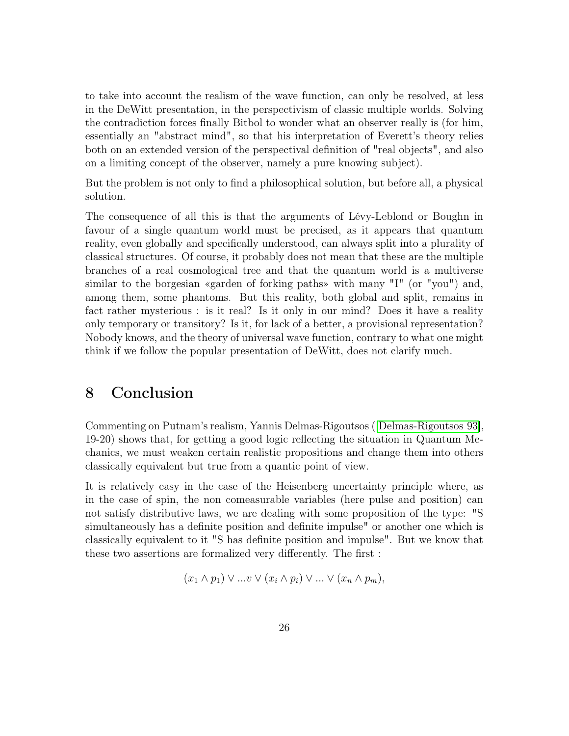to take into account the realism of the wave function, can only be resolved, at less in the DeWitt presentation, in the perspectivism of classic multiple worlds. Solving the contradiction forces finally Bitbol to wonder what an observer really is (for him, essentially an "abstract mind", so that his interpretation of Everett's theory relies both on an extended version of the perspectival definition of "real objects", and also on a limiting concept of the observer, namely a pure knowing subject).

But the problem is not only to find a philosophical solution, but before all, a physical solution.

The consequence of all this is that the arguments of Lévy-Leblond or Boughn in favour of a single quantum world must be precised, as it appears that quantum reality, even globally and specifically understood, can always split into a plurality of classical structures. Of course, it probably does not mean that these are the multiple branches of a real cosmological tree and that the quantum world is a multiverse similar to the borgesian «garden of forking paths» with many "I" (or "you") and, among them, some phantoms. But this reality, both global and split, remains in fact rather mysterious : is it real? Is it only in our mind? Does it have a reality only temporary or transitory? Is it, for lack of a better, a provisional representation? Nobody knows, and the theory of universal wave function, contrary to what one might think if we follow the popular presentation of DeWitt, does not clarify much.

# 8 Conclusion

Commenting on Putnam's realism, Yannis Delmas-Rigoutsos ([Delmas-Rigoutsos 93], 19-20) shows that, for getting a good logic reflecting the situation in Quantum Mechanics, we must weaken certain realistic propositions and change them into others classically equivalent but true from a quantic point of view.

It is relatively easy in the case of the Heisenberg uncertainty principle where, as in the case of spin, the non comeasurable variables (here pulse and position) can not satisfy distributive laws, we are dealing with some proposition of the type: "S simultaneously has a definite position and definite impulse" or another one which is classically equivalent to it "S has definite position and impulse". But we know that these two assertions are formalized very differently. The first :

$$(x_1 \wedge p_1) \vee ...v \vee (x_i \wedge p_i) \vee ... \vee (x_n \wedge p_m),$$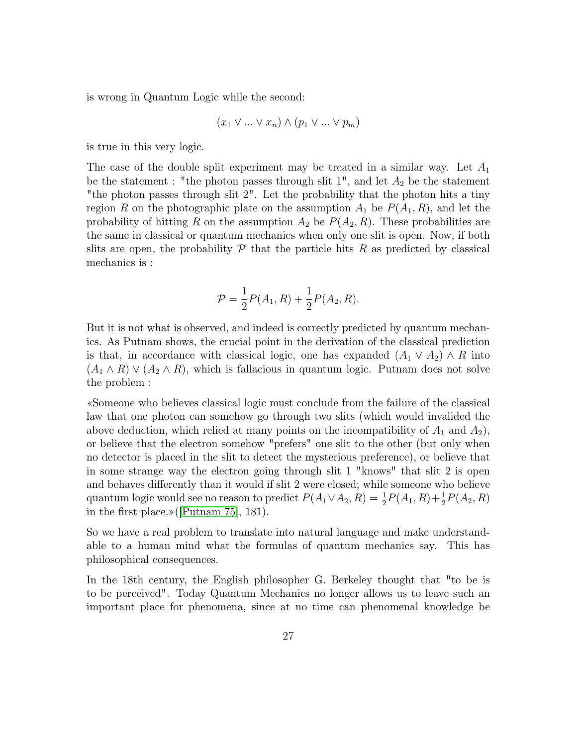is wrong in Quantum Logic while the second:

$$(x_1 \vee ... \vee x_n) \wedge (p_1 \vee ... \vee p_m)$$

is true in this very logic.

The case of the double split experiment may be treated in a similar way. Let $A_1$ be the statement : "the photon passes through slit 1", and let $A_2$ be the statement "the photon passes through slit 2". Let the probability that the photon hits a tiny region $R$ on the photographic plate on the assumption $A_1$ be $P(A_1, R)$, and let the probability of hitting $R$ on the assumption $A_2$ be $P(A_2, R)$. These probabilities are the same in classical or quantum mechanics when only one slit is open. Now, if both slits are open, the probability $\mathcal{P}$ that the particle hits $R$ as predicted by classical mechanics is :

$$\mathcal{P} = \frac{1}{2}P(A_1, R) + \frac{1}{2}P(A_2, R).$$

But it is not what is observed, and indeed is correctly predicted by quantum mechanics. As Putnam shows, the crucial point in the derivation of the classical prediction is that, in accordance with classical logic, one has expanded $(A_1 \vee A_2) \wedge R$ into $(A_1 \wedge R) \vee (A_2 \wedge R)$, which is fallacious in quantum logic. Putnam does not solve the problem :

«Someone who believes classical logic must conclude from the failure of the classical law that one photon can somehow go through two slits (which would invalided the above deduction, which relied at many points on the incompatibility of $A_1$ and $A_2$), or believe that the electron somehow "prefers" one slit to the other (but only when no detector is placed in the slit to detect the mysterious preference), or believe that in some strange way the electron going through slit 1 "knows" that slit 2 is open and behaves differently than it would if slit 2 were closed; while someone who believe quantum logic would see no reason to predict $P(A_1 \vee A_2, R) = \frac{1}{2}P(A_1, R) + \frac{1}{2}P(A_2, R)$ in the first place.»([Putnam 75], 181).

So we have a real problem to translate into natural language and make understandable to a human mind what the formulas of quantum mechanics say. This has philosophical consequences.

In the 18th century, the English philosopher G. Berkeley thought that "to be is to be perceived". Today Quantum Mechanics no longer allows us to leave such an important place for phenomena, since at no time can phenomenal knowledge be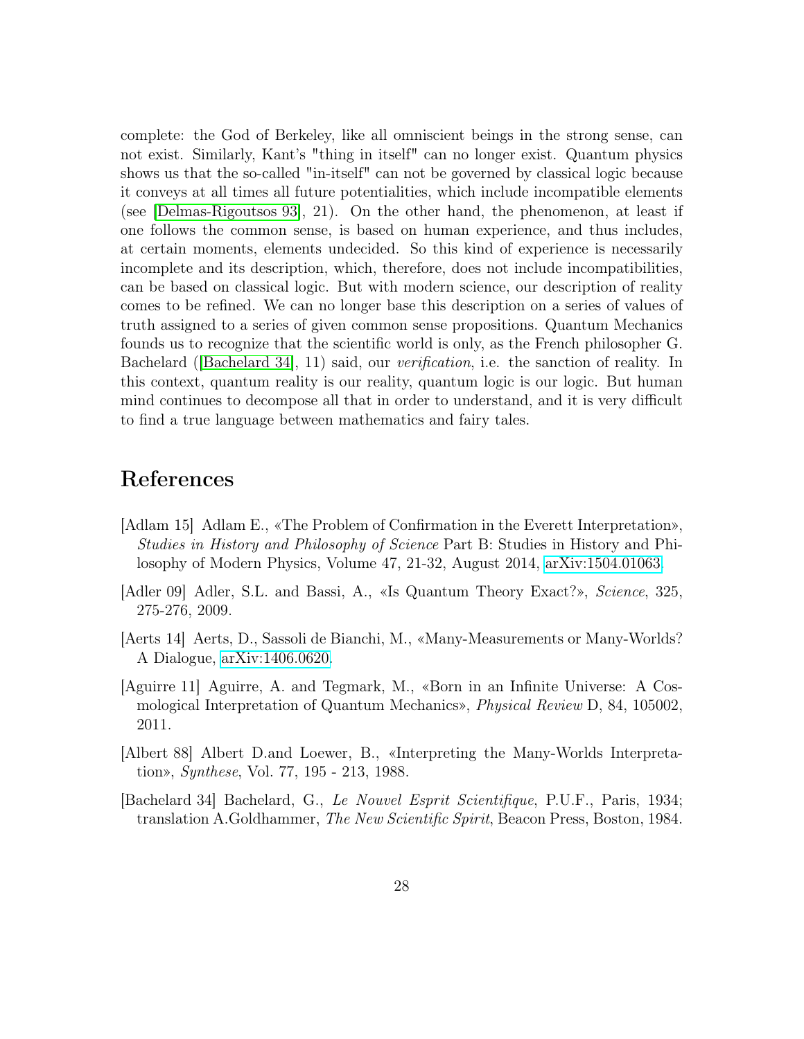complete: the God of Berkeley, like all omniscient beings in the strong sense, can not exist. Similarly, Kant's "thing in itself" can no longer exist. Quantum physics shows us that the so-called "in-itself" can not be governed by classical logic because it conveys at all times all future potentialities, which include incompatible elements (see [Delmas-Rigoutsos 93], 21). On the other hand, the phenomenon, at least if one follows the common sense, is based on human experience, and thus includes, at certain moments, elements undecided. So this kind of experience is necessarily incomplete and its description, which, therefore, does not include incompatibilities, can be based on classical logic. But with modern science, our description of reality comes to be refined. We can no longer base this description on a series of values of truth assigned to a series of given common sense propositions. Quantum Mechanics founds us to recognize that the scientific world is only, as the French philosopher G. Bachelard ([Bachelard 34], 11) said, our *verification*, i.e. the sanction of reality. In this context, quantum reality is our reality, quantum logic is our logic. But human mind continues to decompose all that in order to understand, and it is very difficult to find a true language between mathematics and fairy tales.

# References

[Adlam 15] Adlam E., «The Problem of Confirmation in the Everett Interpretation», *Studies in History and Philosophy of Science* Part B: Studies in History and Philosophy of Modern Physics, Volume 47, 21-32, August 2014, arXiv:1504.01063.

[Adler 09] Adler, S.L. and Bassi, A., «Is Quantum Theory Exact?», *Science*, 325, 275-276, 2009.

[Aerts 14] Aerts, D., Sassoli de Bianchi, M., «Many-Measurements or Many-Worlds? A Dialogue, arXiv:1406.0620.

[Aguirre 11] Aguirre, A. and Tegmark, M., «Born in an Infinite Universe: A Cosmological Interpretation of Quantum Mechanics», *Physical Review* D, 84, 105002, 2011.

[Albert 88] Albert D.and Loewer, B., «Interpreting the Many-Worlds Interpretation», *Synthese*, Vol. 77, 195 - 213, 1988.

[Bachelard 34] Bachelard, G., *Le Nouvel Esprit Scientifique*, P.U.F., Paris, 1934; translation A.Goldhammer, *The New Scientific Spirit*, Beacon Press, Boston, 1984.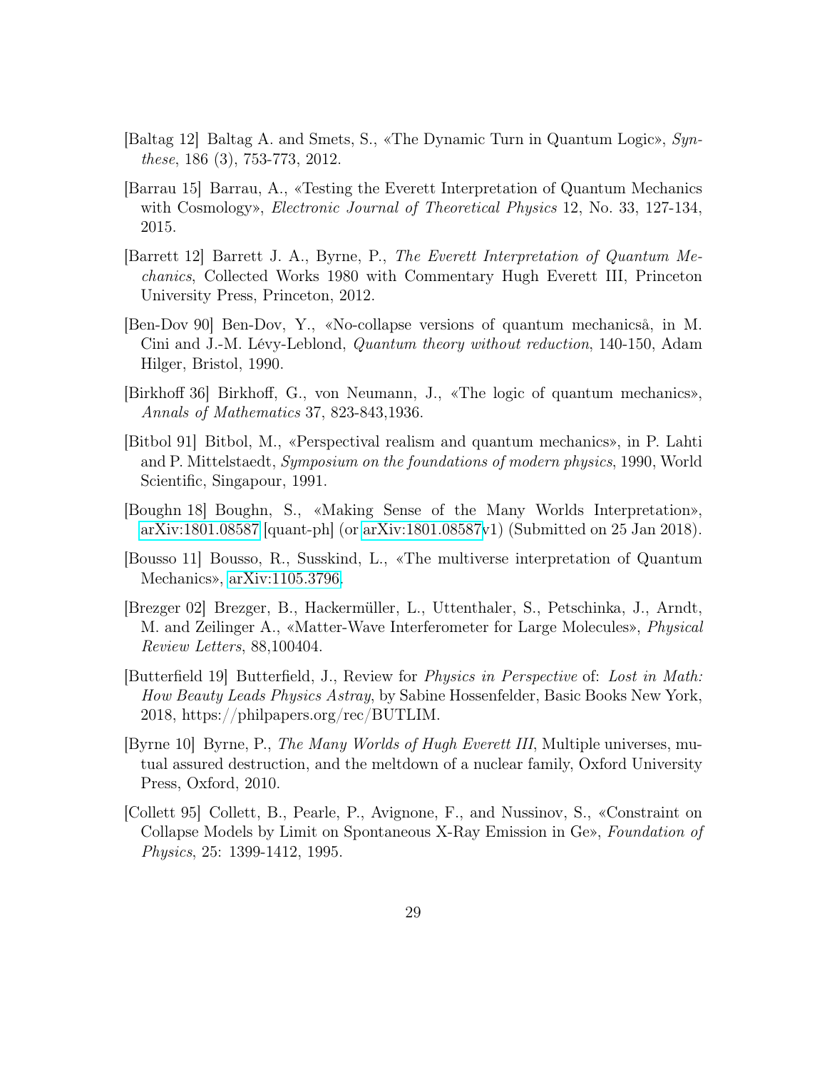[Baltag 12] Baltag A. and Smets, S., «The Dynamic Turn in Quantum Logic», *Synthese*, 186 (3), 753-773, 2012.

[Barrau 15] Barrau, A., «Testing the Everett Interpretation of Quantum Mechanics with Cosmology», *Electronic Journal of Theoretical Physics* 12, No. 33, 127-134, 2015.

[Barrett 12] Barrett J. A., Byrne, P., *The Everett Interpretation of Quantum Mechanics*, Collected Works 1980 with Commentary Hugh Everett III, Princeton University Press, Princeton, 2012.

[Ben-Dov 90] Ben-Dov, Y., «No-collapse versions of quantum mechanicså, in M. Cini and J.-M. Lévy-Leblond, *Quantum theory without reduction*, 140-150, Adam Hilger, Bristol, 1990.

[Birkhoff 36] Birkhoff, G., von Neumann, J., «The logic of quantum mechanics», *Annals of Mathematics* 37, 823-843,1936.

[Bitbol 91] Bitbol, M., «Perspectival realism and quantum mechanics», in P. Lahti and P. Mittelstaedt, *Symposium on the foundations of modern physics*, 1990, World Scientific, Singapour, 1991.

[Boughn 18] Boughn, S., «Making Sense of the Many Worlds Interpretation», arXiv:1801.08587 [quant-ph] (or arXiv:1801.08587v1) (Submitted on 25 Jan 2018).

[Bousso 11] Bousso, R., Susskind, L., «The multiverse interpretation of Quantum Mechanics», arXiv:1105.3796.

[Brezger 02] Brezger, B., Hackermüller, L., Uttenthaler, S., Petschinka, J., Arndt, M. and Zeilinger A., «Matter-Wave Interferometer for Large Molecules», *Physical Review Letters*, 88,100404.

[Butterfield 19] Butterfield, J., Review for *Physics in Perspective* of: *Lost in Math: How Beauty Leads Physics Astray*, by Sabine Hossenfelder, Basic Books New York, 2018, https://philpapers.org/rec/BUTLIM.

[Byrne 10] Byrne, P., *The Many Worlds of Hugh Everett III*, Multiple universes, mutual assured destruction, and the meltdown of a nuclear family, Oxford University Press, Oxford, 2010.

[Collett 95] Collett, B., Pearle, P., Avignone, F., and Nussinov, S., «Constraint on Collapse Models by Limit on Spontaneous X-Ray Emission in Ge», *Foundation of Physics*, 25: 1399-1412, 1995.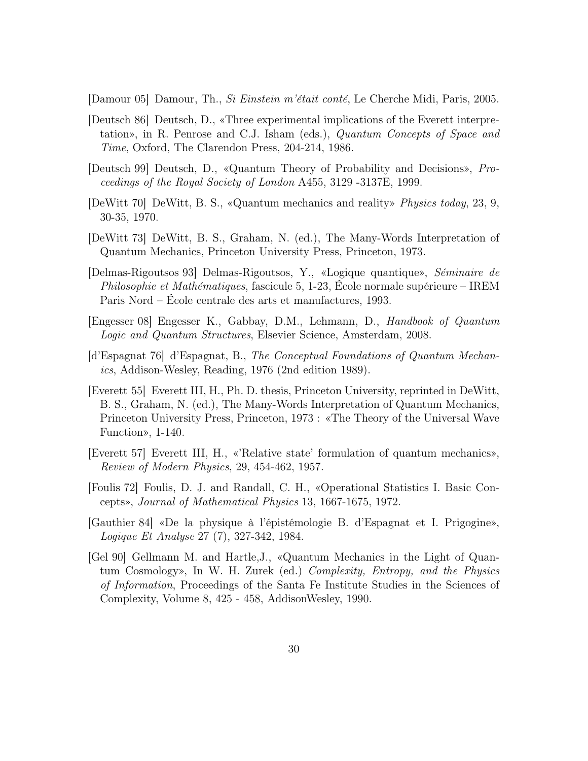[Damour 05] Damour, Th., *Si Einstein m'était conté*, Le Cherche Midi, Paris, 2005.

[Deutsch 86] Deutsch, D., «Three experimental implications of the Everett interpretation», in R. Penrose and C.J. Isham (eds.), *Quantum Concepts of Space and Time*, Oxford, The Clarendon Press, 204-214, 1986.

[Deutsch 99] Deutsch, D., «Quantum Theory of Probability and Decisions», *Proceedings of the Royal Society of London* A455, 3129 -3137E, 1999.

[DeWitt 70] DeWitt, B. S., «Quantum mechanics and reality» *Physics today*, 23, 9, 30-35, 1970.

[DeWitt 73] DeWitt, B. S., Graham, N. (ed.), The Many-Words Interpretation of Quantum Mechanics, Princeton University Press, Princeton, 1973.

[Delmas-Rigoutsos 93] Delmas-Rigoutsos, Y., «Logique quantique», *Séminaire de Philosophie et Mathématiques*, fascicule 5, 1-23, École normale supérieure – IREM Paris Nord – École centrale des arts et manufactures, 1993.

[Engesser 08] Engesser K., Gabbay, D.M., Lehmann, D., *Handbook of Quantum Logic and Quantum Structures*, Elsevier Science, Amsterdam, 2008.

[d'Espagnat 76] d'Espagnat, B., *The Conceptual Foundations of Quantum Mechanics*, Addison-Wesley, Reading, 1976 (2nd edition 1989).

[Everett 55] Everett III, H., Ph. D. thesis, Princeton University, reprinted in DeWitt, B. S., Graham, N. (ed.), The Many-Words Interpretation of Quantum Mechanics, Princeton University Press, Princeton, 1973 : «The Theory of the Universal Wave Function», 1-140.

[Everett 57] Everett III, H., «'Relative state' formulation of quantum mechanics», *Review of Modern Physics*, 29, 454-462, 1957.

[Foulis 72] Foulis, D. J. and Randall, C. H., «Operational Statistics I. Basic Concepts», *Journal of Mathematical Physics* 13, 1667-1675, 1972.

[Gauthier 84] «De la physique à l'épistémologie B. d'Espagnat et I. Prigogine», *Logique Et Analyse* 27 (7), 327-342, 1984.

[Gel 90] Gellmann M. and Hartle,J., «Quantum Mechanics in the Light of Quantum Cosmology», In W. H. Zurek (ed.) *Complexity, Entropy, and the Physics of Information*, Proceedings of the Santa Fe Institute Studies in the Sciences of Complexity, Volume 8, 425 - 458, AddisonWesley, 1990.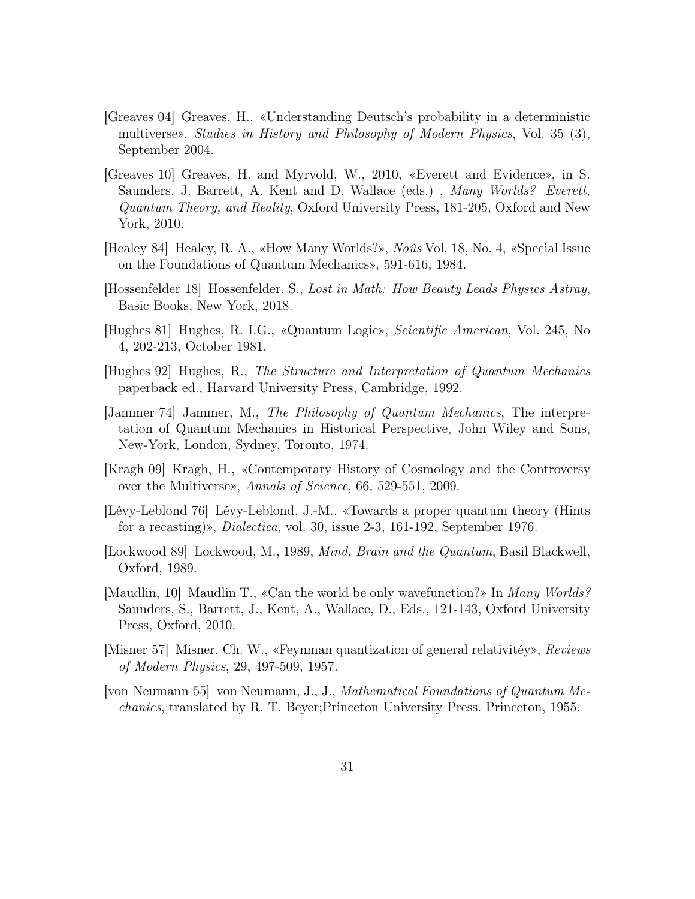[Greaves 04] Greaves, H., «Understanding Deutsch's probability in a deterministic multiverse», *Studies in History and Philosophy of Modern Physics*, Vol. 35 (3), September 2004.

[Greaves 10] Greaves, H. and Myrvold, W., 2010, «Everett and Evidence», in S. Saunders, J. Barrett, A. Kent and D. Wallace (eds.) , *Many Worlds? Everett, Quantum Theory, and Reality*, Oxford University Press, 181-205, Oxford and New York, 2010.

[Healey 84] Healey, R. A., «How Many Worlds?», *Noûs* Vol. 18, No. 4, «Special Issue on the Foundations of Quantum Mechanics», 591-616, 1984.

[Hossenfelder 18] Hossenfelder, S., *Lost in Math: How Beauty Leads Physics Astray*, Basic Books, New York, 2018.

[Hughes 81] Hughes, R. I.G., «Quantum Logic», *Scientific American*, Vol. 245, No 4, 202-213, October 1981.

[Hughes 92] Hughes, R., *The Structure and Interpretation of Quantum Mechanics* paperback ed., Harvard University Press, Cambridge, 1992.

[Jammer 74] Jammer, M., *The Philosophy of Quantum Mechanics*, The interpretation of Quantum Mechanics in Historical Perspective, John Wiley and Sons, New-York, London, Sydney, Toronto, 1974.

[Kragh 09] Kragh, H., «Contemporary History of Cosmology and the Controversy over the Multiverse», *Annals of Science*, 66, 529-551, 2009.

[Lévy-Leblond 76] Lévy-Leblond, J.-M., «Towards a proper quantum theory (Hints for a recasting)», *Dialectica*, vol. 30, issue 2-3, 161-192, September 1976.

[Lockwood 89] Lockwood, M., 1989, *Mind, Brain and the Quantum*, Basil Blackwell, Oxford, 1989.

[Maudlin, 10] Maudlin T., «Can the world be only wavefunction?» In *Many Worlds?* Saunders, S., Barrett, J., Kent, A., Wallace, D., Eds., 121-143, Oxford University Press, Oxford, 2010.

[Misner 57] Misner, Ch. W., «Feynman quantization of general relativitéy», *Reviews of Modern Physics*, 29, 497-509, 1957.

[von Neumann 55] von Neumann, J., J., *Mathematical Foundations of Quantum Mechanics*, translated by R. T. Beyer;Princeton University Press. Princeton, 1955.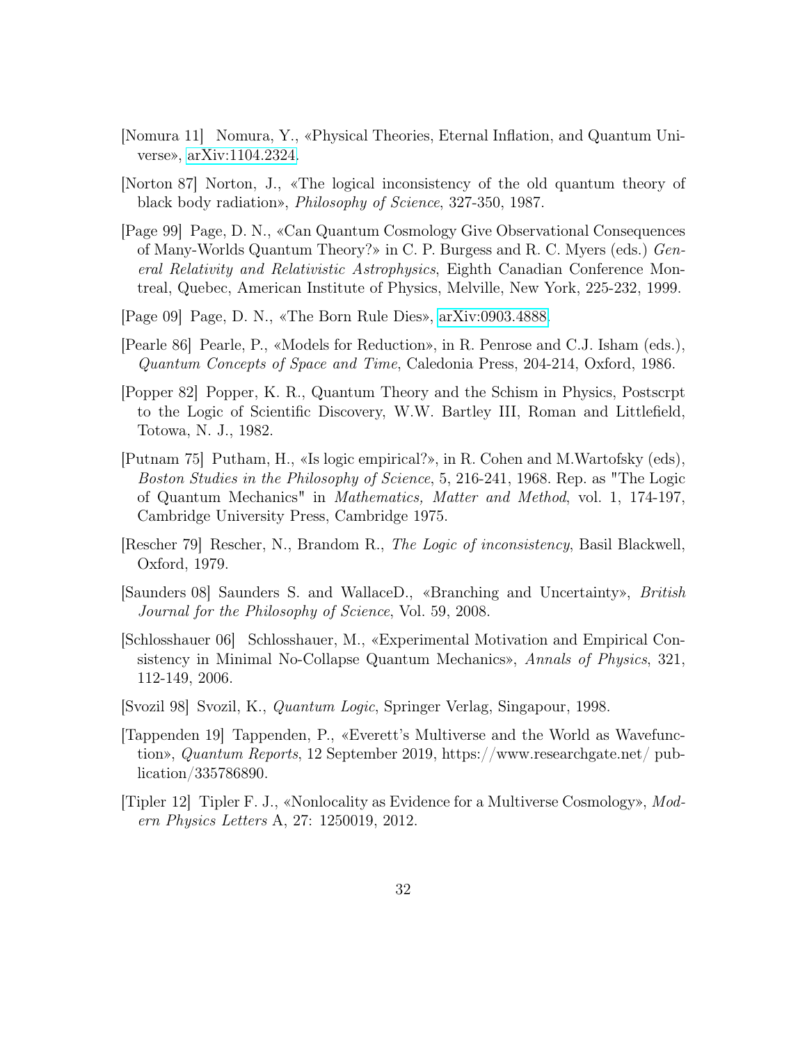[Nomura 11] Nomura, Y., «Physical Theories, Eternal Inflation, and Quantum Universe», arXiv:1104.2324.

[Norton 87] Norton, J., «The logical inconsistency of the old quantum theory of black body radiation», *Philosophy of Science*, 327-350, 1987.

[Page 99] Page, D. N., «Can Quantum Cosmology Give Observational Consequences of Many-Worlds Quantum Theory?» in C. P. Burgess and R. C. Myers (eds.) *General Relativity and Relativistic Astrophysics*, Eighth Canadian Conference Montreal, Quebec, American Institute of Physics, Melville, New York, 225-232, 1999.

[Page 09] Page, D. N., «The Born Rule Dies», arXiv:0903.4888.

[Pearle 86] Pearle, P., «Models for Reduction», in R. Penrose and C.J. Isham (eds.), *Quantum Concepts of Space and Time*, Caledonia Press, 204-214, Oxford, 1986.

[Popper 82] Popper, K. R., Quantum Theory and the Schism in Physics, Postscrpt to the Logic of Scientific Discovery, W.W. Bartley III, Roman and Littlefield, Totowa, N. J., 1982.

[Putnam 75] Putham, H., «Is logic empirical?», in R. Cohen and M.Wartofsky (eds), *Boston Studies in the Philosophy of Science*, 5, 216-241, 1968. Rep. as "The Logic of Quantum Mechanics" in *Mathematics, Matter and Method*, vol. 1, 174-197, Cambridge University Press, Cambridge 1975.

[Rescher 79] Rescher, N., Brandom R., *The Logic of inconsistency*, Basil Blackwell, Oxford, 1979.

[Saunders 08] Saunders S. and WallaceD., «Branching and Uncertainty», *British Journal for the Philosophy of Science*, Vol. 59, 2008.

[Schlosshauer 06] Schlosshauer, M., «Experimental Motivation and Empirical Consistency in Minimal No-Collapse Quantum Mechanics», *Annals of Physics*, 321, 112-149, 2006.

[Svozil 98] Svozil, K., *Quantum Logic*, Springer Verlag, Singapour, 1998.

[Tappenden 19] Tappenden, P., «Everett's Multiverse and the World as Wavefunction», *Quantum Reports*, 12 September 2019, https://www.researchgate.net/ publication/335786890.

[Tipler 12] Tipler F. J., «Nonlocality as Evidence for a Multiverse Cosmology», *Modern Physics Letters* A, 27: 1250019, 2012.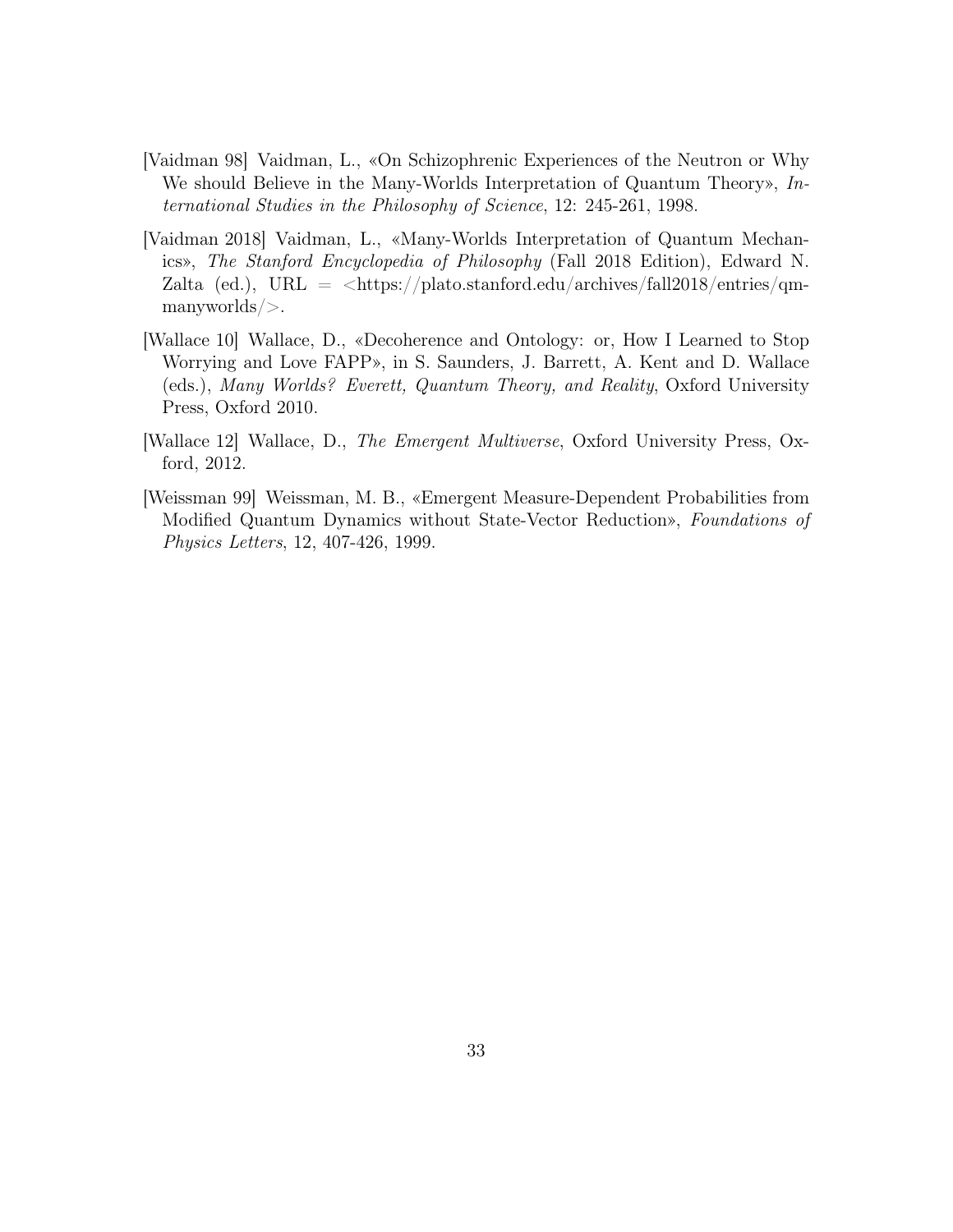[Vaidman 98] Vaidman, L., «On Schizophrenic Experiences of the Neutron or Why We should Believe in the Many-Worlds Interpretation of Quantum Theory», *International Studies in the Philosophy of Science*, 12: 245-261, 1998.

[Vaidman 2018] Vaidman, L., «Many-Worlds Interpretation of Quantum Mechanics», *The Stanford Encyclopedia of Philosophy* (Fall 2018 Edition), Edward N. Zalta (ed.), URL = <https://plato.stanford.edu/archives/fall2018/entries/qm-manyworlds/>.

[Wallace 10] Wallace, D., «Decoherence and Ontology: or, How I Learned to Stop Worrying and Love FAPP», in S. Saunders, J. Barrett, A. Kent and D. Wallace (eds.), *Many Worlds? Everett, Quantum Theory, and Reality*, Oxford University Press, Oxford 2010.

[Wallace 12] Wallace, D., *The Emergent Multiverse*, Oxford University Press, Oxford, 2012.

[Weissman 99] Weissman, M. B., «Emergent Measure-Dependent Probabilities from Modified Quantum Dynamics without State-Vector Reduction», *Foundations of Physics Letters*, 12, 407-426, 1999.